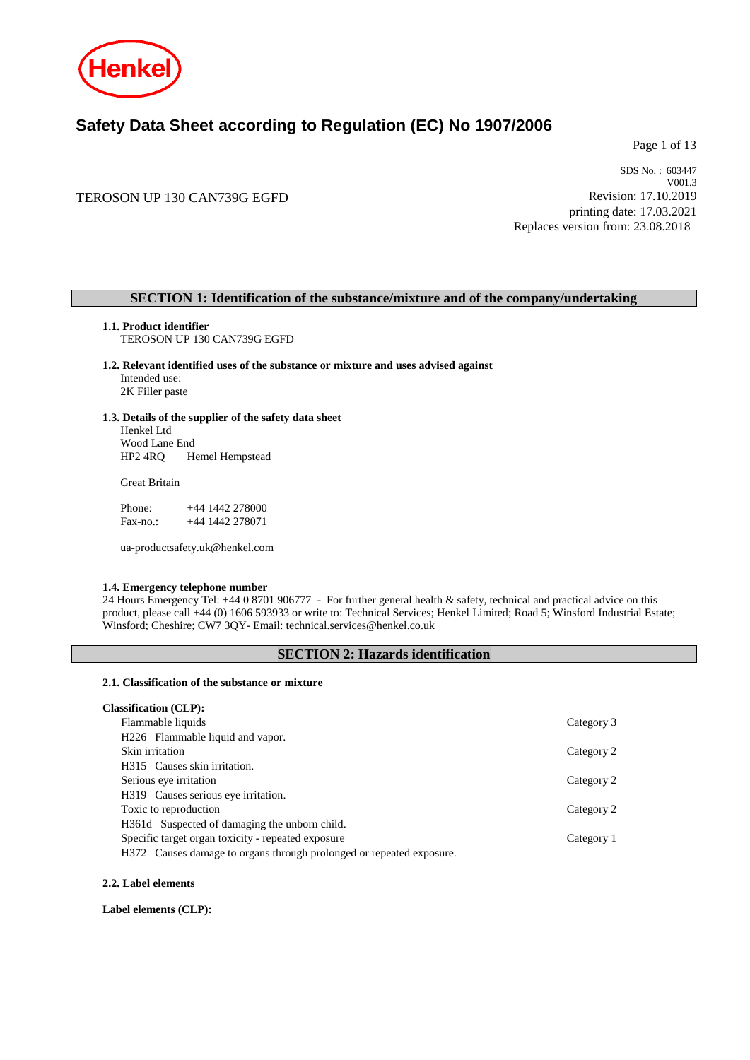# Safety Data Sheet according to Regulation (EC) No 1907/2006

SDS No. : 603447
V001.3

TEROSON UP 130 CAN739G EGFD

Revision: 17.10.2019
printing date: 17.03.2021
Replaces version from: 23.08.2018

## SECTION 1: Identification of the substance/mixture and of the company/undertaking

**1.1. Product identifier**
TEROSON UP 130 CAN739G EGFD

**1.2. Relevant identified uses of the substance or mixture and uses advised against**
Intended use:
2K Filler paste

**1.3. Details of the supplier of the safety data sheet**
Henkel Ltd
Wood Lane End
HP2 4RQ  Hemel Hempstead

Great Britain

Phone: +44 1442 278000
Fax-no.: +44 1442 278071

ua-productsafety.uk@henkel.com

**1.4. Emergency telephone number**
24 Hours Emergency Tel: +44 0 8701 906777 - For further general health & safety, technical and practical advice on this product, please call +44 (0) 1606 593933 or write to: Technical Services; Henkel Limited; Road 5; Winsford Industrial Estate; Winsford; Cheshire; CW7 3QY- Email: technical.services@henkel.co.uk

## SECTION 2: Hazards identification

**2.1. Classification of the substance or mixture**

**Classification (CLP):**

| | |
|---|---|
| Flammable liquids | Category 3 |
| H226 Flammable liquid and vapor. | |
| Skin irritation | Category 2 |
| H315 Causes skin irritation. | |
| Serious eye irritation | Category 2 |
| H319 Causes serious eye irritation. | |
| Toxic to reproduction | Category 2 |
| H361d Suspected of damaging the unborn child. | |
| Specific target organ toxicity - repeated exposure | Category 1 |
| H372 Causes damage to organs through prolonged or repeated exposure. | |

**2.2. Label elements**

**Label elements (CLP):**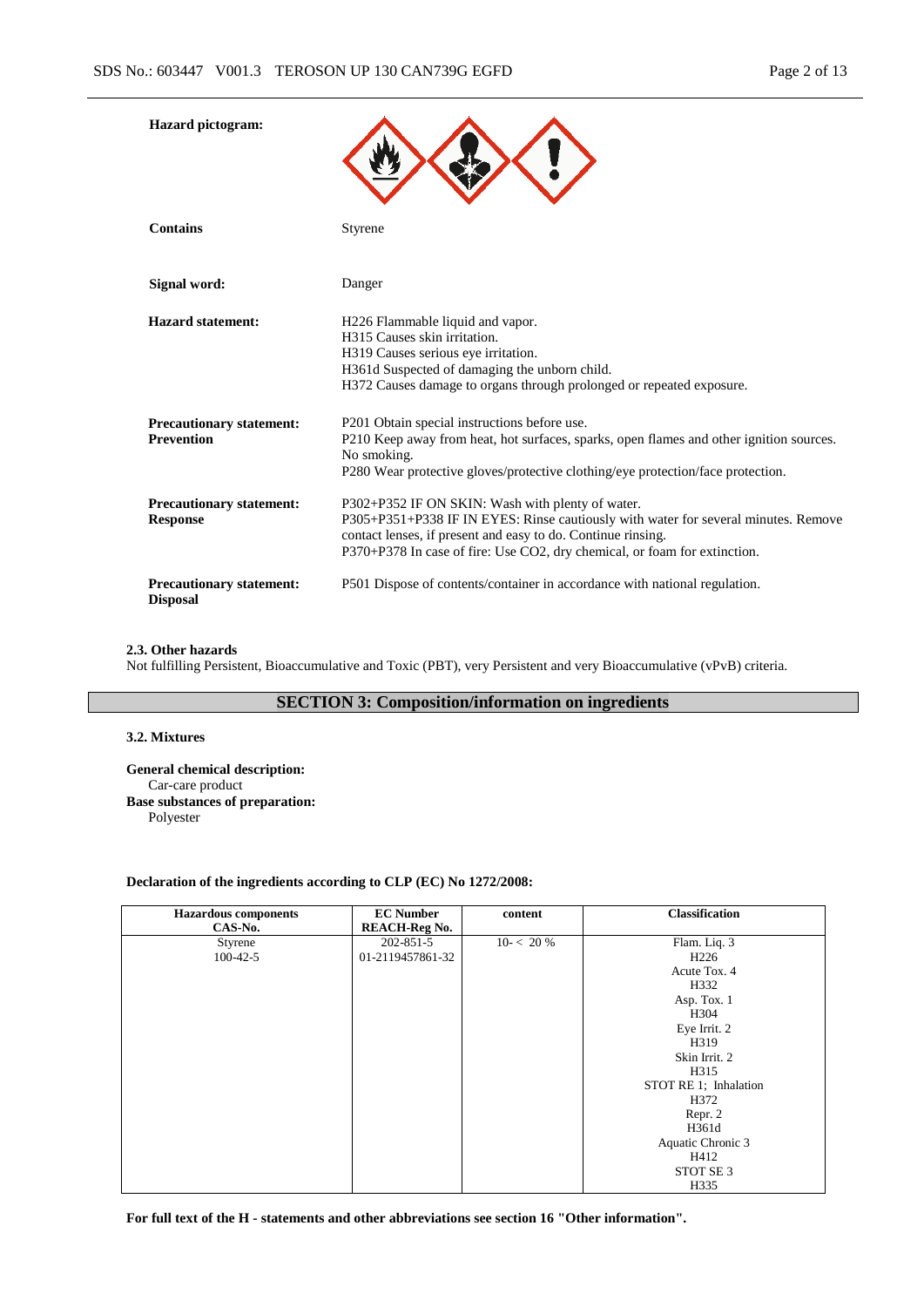**Hazard pictogram:**

**Contains** Styrene

**Signal word:** Danger

**Hazard statement:**
H226 Flammable liquid and vapor.
H315 Causes skin irritation.
H319 Causes serious eye irritation.
H361d Suspected of damaging the unborn child.
H372 Causes damage to organs through prolonged or repeated exposure.

**Precautionary statement: Prevention**
P201 Obtain special instructions before use.
P210 Keep away from heat, hot surfaces, sparks, open flames and other ignition sources. No smoking.
P280 Wear protective gloves/protective clothing/eye protection/face protection.

**Precautionary statement: Response**
P302+P352 IF ON SKIN: Wash with plenty of water.
P305+P351+P338 IF IN EYES: Rinse cautiously with water for several minutes. Remove contact lenses, if present and easy to do. Continue rinsing.
P370+P378 In case of fire: Use CO2, dry chemical, or foam for extinction.

**Precautionary statement: Disposal**
P501 Dispose of contents/container in accordance with national regulation.

### 2.3. Other hazards

Not fulfilling Persistent, Bioaccumulative and Toxic (PBT), very Persistent and very Bioaccumulative (vPvB) criteria.

## SECTION 3: Composition/information on ingredients

### 3.2. Mixtures

**General chemical description:**
Car-care product
**Base substances of preparation:**
Polyester

**Declaration of the ingredients according to CLP (EC) No 1272/2008:**

| Hazardous components CAS-No. | EC Number REACH-Reg No. | content | Classification |
|---|---|---|---|
| Styrene<br>100-42-5 | 202-851-5<br>01-2119457861-32 | 10- < 20 % | Flam. Liq. 3<br>H226<br>Acute Tox. 4<br>H332<br>Asp. Tox. 1<br>H304<br>Eye Irrit. 2<br>H319<br>Skin Irrit. 2<br>H315<br>STOT RE 1; Inhalation<br>H372<br>Repr. 2<br>H361d<br>Aquatic Chronic 3<br>H412<br>STOT SE 3<br>H335 |

**For full text of the H - statements and other abbreviations see section 16 "Other information".**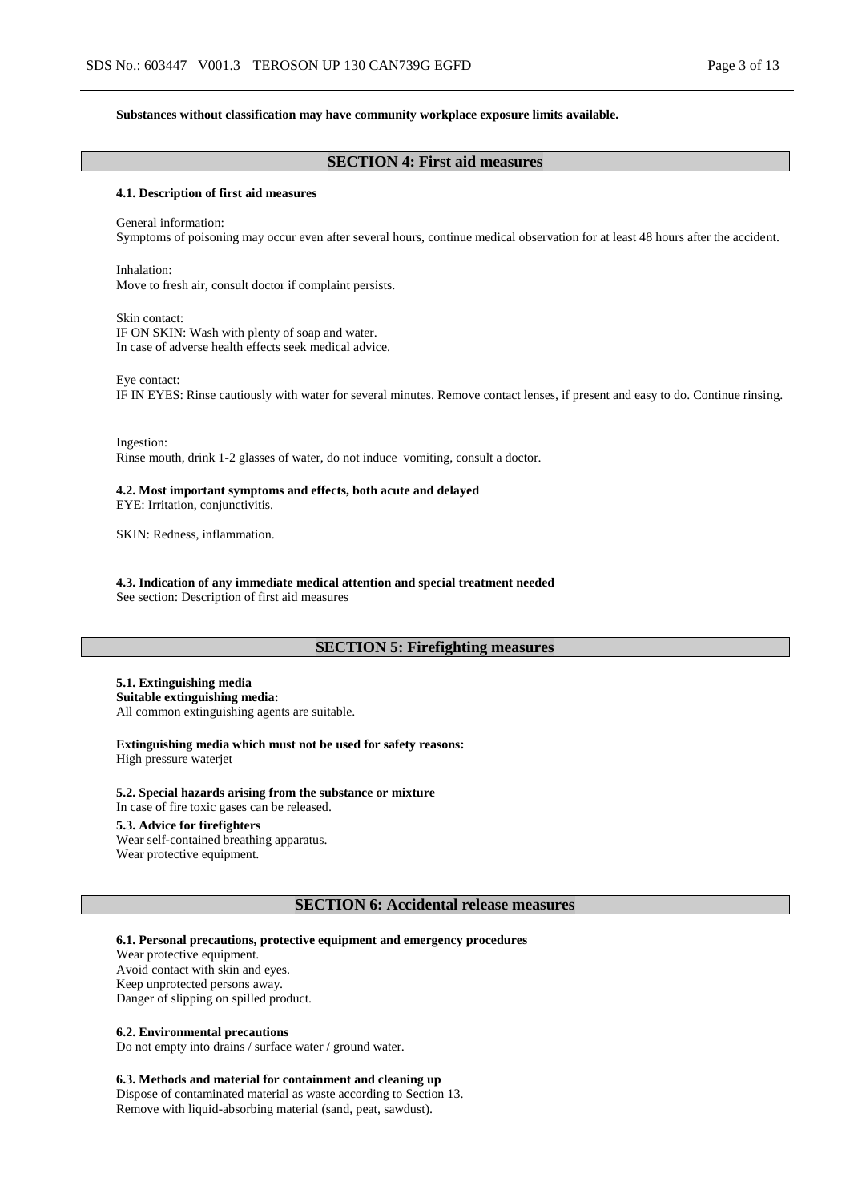**Substances without classification may have community workplace exposure limits available.**

## SECTION 4: First aid measures

### 4.1. Description of first aid measures

General information:
Symptoms of poisoning may occur even after several hours, continue medical observation for at least 48 hours after the accident.

Inhalation:
Move to fresh air, consult doctor if complaint persists.

Skin contact:
IF ON SKIN: Wash with plenty of soap and water.
In case of adverse health effects seek medical advice.

Eye contact:
IF IN EYES: Rinse cautiously with water for several minutes. Remove contact lenses, if present and easy to do. Continue rinsing.

Ingestion:
Rinse mouth, drink 1-2 glasses of water, do not induce vomiting, consult a doctor.

### 4.2. Most important symptoms and effects, both acute and delayed

EYE: Irritation, conjunctivitis.

SKIN: Redness, inflammation.

### 4.3. Indication of any immediate medical attention and special treatment needed

See section: Description of first aid measures

## SECTION 5: Firefighting measures

### 5.1. Extinguishing media

**Suitable extinguishing media:**
All common extinguishing agents are suitable.

**Extinguishing media which must not be used for safety reasons:**
High pressure waterjet

### 5.2. Special hazards arising from the substance or mixture

In case of fire toxic gases can be released.

### 5.3. Advice for firefighters

Wear self-contained breathing apparatus.
Wear protective equipment.

## SECTION 6: Accidental release measures

### 6.1. Personal precautions, protective equipment and emergency procedures

Wear protective equipment.
Avoid contact with skin and eyes.
Keep unprotected persons away.
Danger of slipping on spilled product.

### 6.2. Environmental precautions

Do not empty into drains / surface water / ground water.

### 6.3. Methods and material for containment and cleaning up

Dispose of contaminated material as waste according to Section 13.
Remove with liquid-absorbing material (sand, peat, sawdust).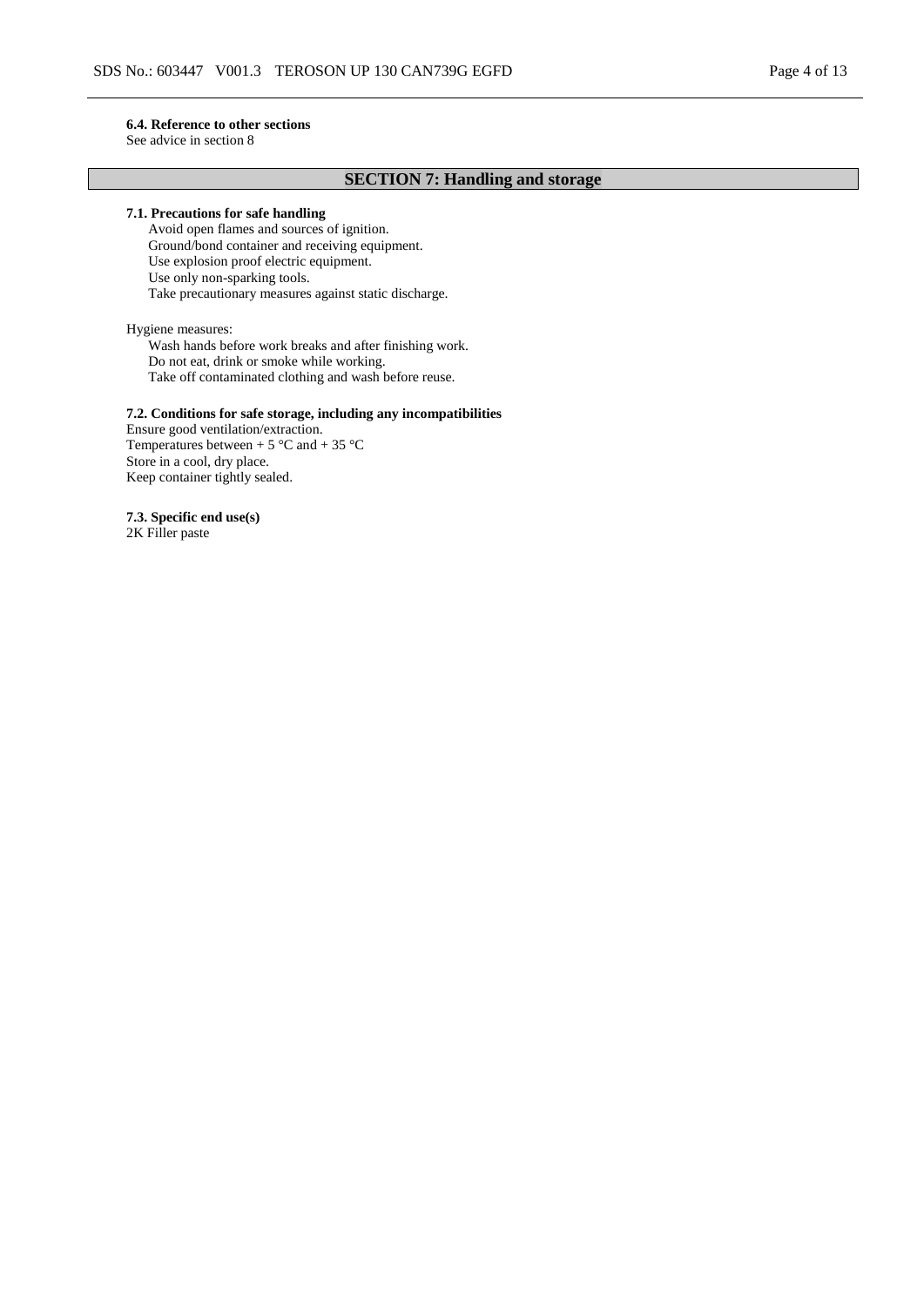### 6.4. Reference to other sections

See advice in section 8

## SECTION 7: Handling and storage

### 7.1. Precautions for safe handling

Avoid open flames and sources of ignition.
Ground/bond container and receiving equipment.
Use explosion proof electric equipment.
Use only non-sparking tools.
Take precautionary measures against static discharge.

Hygiene measures:

Wash hands before work breaks and after finishing work.
Do not eat, drink or smoke while working.
Take off contaminated clothing and wash before reuse.

### 7.2. Conditions for safe storage, including any incompatibilities

Ensure good ventilation/extraction.
Temperatures between + 5 °C and + 35 °C
Store in a cool, dry place.
Keep container tightly sealed.

### 7.3. Specific end use(s)

2K Filler paste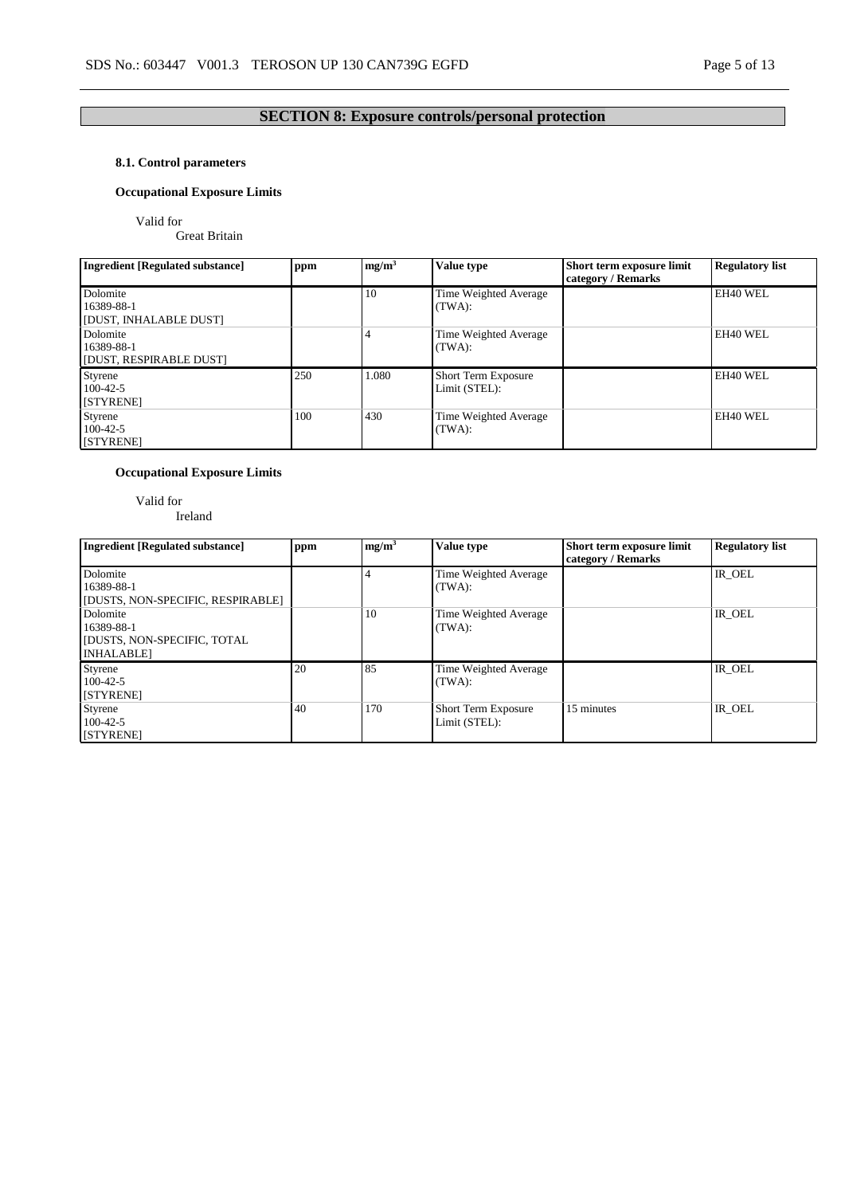## SECTION 8: Exposure controls/personal protection

### 8.1. Control parameters

**Occupational Exposure Limits**

Valid for
Great Britain

| Ingredient [Regulated substance] | ppm | mg/m³ | Value type | Short term exposure limit category / Remarks | Regulatory list |
|---|---|---|---|---|---|
| Dolomite<br>16389-88-1<br>[DUST, INHALABLE DUST] | | 10 | Time Weighted Average (TWA): | | EH40 WEL |
| Dolomite<br>16389-88-1<br>[DUST, RESPIRABLE DUST] | | 4 | Time Weighted Average (TWA): | | EH40 WEL |
| Styrene<br>100-42-5<br>[STYRENE] | 250 | 1.080 | Short Term Exposure Limit (STEL): | | EH40 WEL |
| Styrene<br>100-42-5<br>[STYRENE] | 100 | 430 | Time Weighted Average (TWA): | | EH40 WEL |

**Occupational Exposure Limits**

Valid for
Ireland

| Ingredient [Regulated substance] | ppm | mg/m³ | Value type | Short term exposure limit category / Remarks | Regulatory list |
|---|---|---|---|---|---|
| Dolomite<br>16389-88-1<br>[DUSTS, NON-SPECIFIC, RESPIRABLE] | | 4 | Time Weighted Average (TWA): | | IR_OEL |
| Dolomite<br>16389-88-1<br>[DUSTS, NON-SPECIFIC, TOTAL INHALABLE] | | 10 | Time Weighted Average (TWA): | | IR_OEL |
| Styrene<br>100-42-5<br>[STYRENE] | 20 | 85 | Time Weighted Average (TWA): | | IR_OEL |
| Styrene<br>100-42-5<br>[STYRENE] | 40 | 170 | Short Term Exposure Limit (STEL): | 15 minutes | IR_OEL |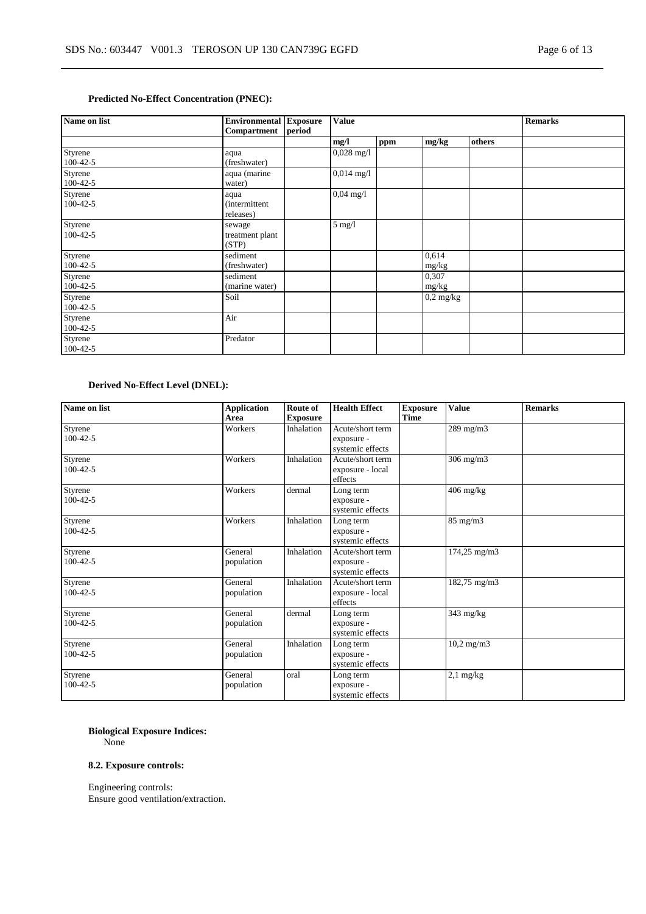**Predicted No-Effect Concentration (PNEC):**

| Name on list | Environmental Compartment | Exposure period | Value | | | | Remarks |
|---|---|---|---|---|---|---|---|
| | | | mg/l | ppm | mg/kg | others | |
| Styrene 100-42-5 | aqua (freshwater) | | 0,028 mg/l | | | | |
| Styrene 100-42-5 | aqua (marine water) | | 0,014 mg/l | | | | |
| Styrene 100-42-5 | aqua (intermittent releases) | | 0,04 mg/l | | | | |
| Styrene 100-42-5 | sewage treatment plant (STP) | | 5 mg/l | | | | |
| Styrene 100-42-5 | sediment (freshwater) | | | | 0,614 mg/kg | | |
| Styrene 100-42-5 | sediment (marine water) | | | | 0,307 mg/kg | | |
| Styrene 100-42-5 | Soil | | | | 0,2 mg/kg | | |
| Styrene 100-42-5 | Air | | | | | | |
| Styrene 100-42-5 | Predator | | | | | | |

**Derived No-Effect Level (DNEL):**

| Name on list | Application Area | Route of Exposure | Health Effect | Exposure Time | Value | Remarks |
|---|---|---|---|---|---|---|
| Styrene 100-42-5 | Workers | Inhalation | Acute/short term exposure - systemic effects | | 289 mg/m3 | |
| Styrene 100-42-5 | Workers | Inhalation | Acute/short term exposure - local effects | | 306 mg/m3 | |
| Styrene 100-42-5 | Workers | dermal | Long term exposure - systemic effects | | 406 mg/kg | |
| Styrene 100-42-5 | Workers | Inhalation | Long term exposure - systemic effects | | 85 mg/m3 | |
| Styrene 100-42-5 | General population | Inhalation | Acute/short term exposure - systemic effects | | 174,25 mg/m3 | |
| Styrene 100-42-5 | General population | Inhalation | Acute/short term exposure - local effects | | 182,75 mg/m3 | |
| Styrene 100-42-5 | General population | dermal | Long term exposure - systemic effects | | 343 mg/kg | |
| Styrene 100-42-5 | General population | Inhalation | Long term exposure - systemic effects | | 10,2 mg/m3 | |
| Styrene 100-42-5 | General population | oral | Long term exposure - systemic effects | | 2,1 mg/kg | |

**Biological Exposure Indices:**
None

**8.2. Exposure controls:**

Engineering controls:
Ensure good ventilation/extraction.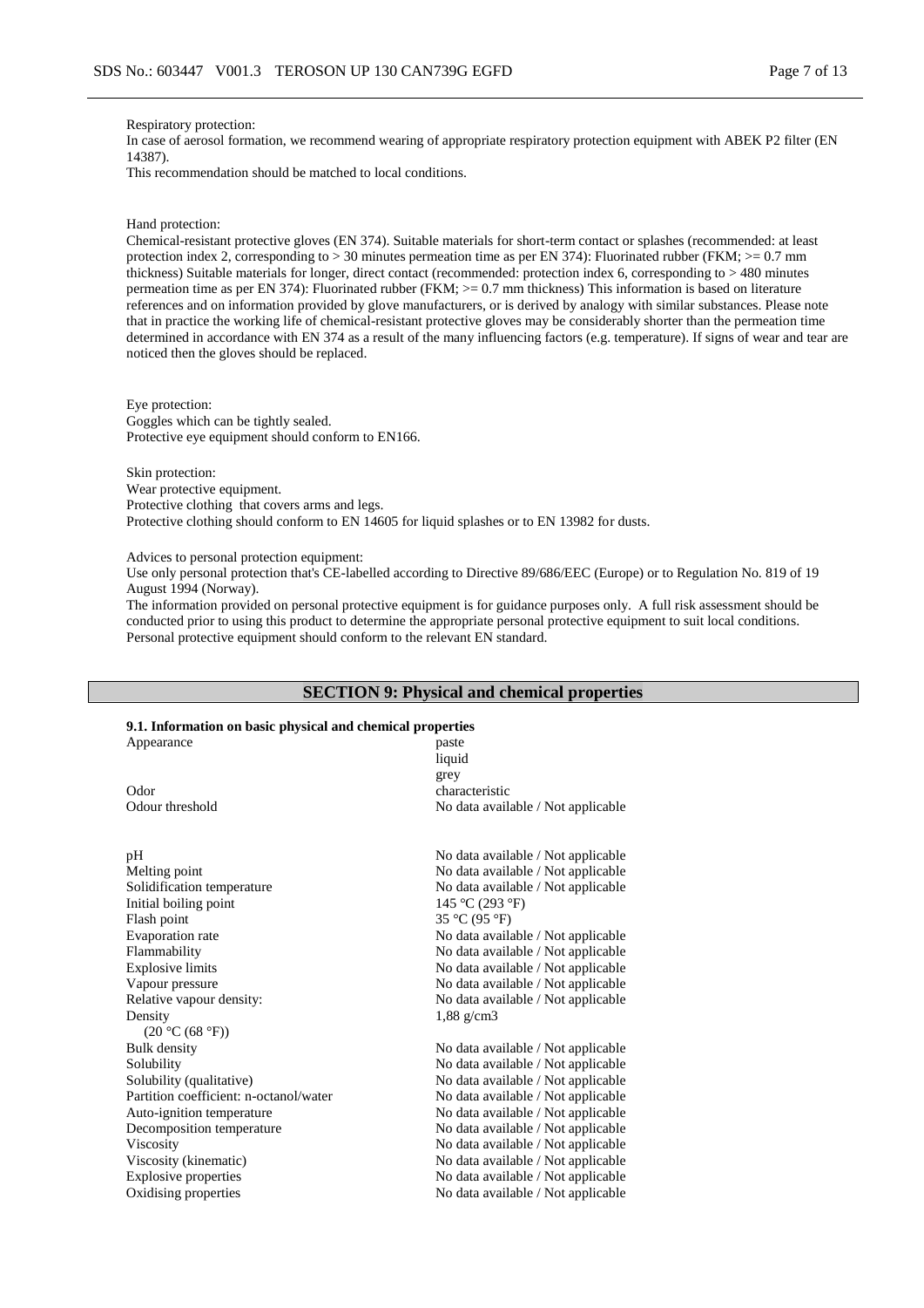Respiratory protection:
In case of aerosol formation, we recommend wearing of appropriate respiratory protection equipment with ABEK P2 filter (EN 14387).
This recommendation should be matched to local conditions.

Hand protection:
Chemical-resistant protective gloves (EN 374). Suitable materials for short-term contact or splashes (recommended: at least protection index 2, corresponding to > 30 minutes permeation time as per EN 374): Fluorinated rubber (FKM; >= 0.7 mm thickness) Suitable materials for longer, direct contact (recommended: protection index 6, corresponding to > 480 minutes permeation time as per EN 374): Fluorinated rubber (FKM; >= 0.7 mm thickness) This information is based on literature references and on information provided by glove manufacturers, or is derived by analogy with similar substances. Please note that in practice the working life of chemical-resistant protective gloves may be considerably shorter than the permeation time determined in accordance with EN 374 as a result of the many influencing factors (e.g. temperature). If signs of wear and tear are noticed then the gloves should be replaced.

Eye protection:
Goggles which can be tightly sealed.
Protective eye equipment should conform to EN166.

Skin protection:
Wear protective equipment.
Protective clothing that covers arms and legs.
Protective clothing should conform to EN 14605 for liquid splashes or to EN 13982 for dusts.

Advices to personal protection equipment:
Use only personal protection that's CE-labelled according to Directive 89/686/EEC (Europe) or to Regulation No. 819 of 19 August 1994 (Norway).
The information provided on personal protective equipment is for guidance purposes only. A full risk assessment should be conducted prior to using this product to determine the appropriate personal protective equipment to suit local conditions. Personal protective equipment should conform to the relevant EN standard.

## SECTION 9: Physical and chemical properties

### 9.1. Information on basic physical and chemical properties

| | |
|---|---|
| Appearance | paste<br>liquid<br>grey |
| Odor | characteristic |
| Odour threshold | No data available / Not applicable |
| pH | No data available / Not applicable |
| Melting point | No data available / Not applicable |
| Solidification temperature | No data available / Not applicable |
| Initial boiling point | 145 °C (293 °F) |
| Flash point | 35 °C (95 °F) |
| Evaporation rate | No data available / Not applicable |
| Flammability | No data available / Not applicable |
| Explosive limits | No data available / Not applicable |
| Vapour pressure | No data available / Not applicable |
| Relative vapour density: | No data available / Not applicable |
| Density<br>(20 °C (68 °F)) | 1,88 g/cm3 |
| Bulk density | No data available / Not applicable |
| Solubility | No data available / Not applicable |
| Solubility (qualitative) | No data available / Not applicable |
| Partition coefficient: n-octanol/water | No data available / Not applicable |
| Auto-ignition temperature | No data available / Not applicable |
| Decomposition temperature | No data available / Not applicable |
| Viscosity | No data available / Not applicable |
| Viscosity (kinematic) | No data available / Not applicable |
| Explosive properties | No data available / Not applicable |
| Oxidising properties | No data available / Not applicable |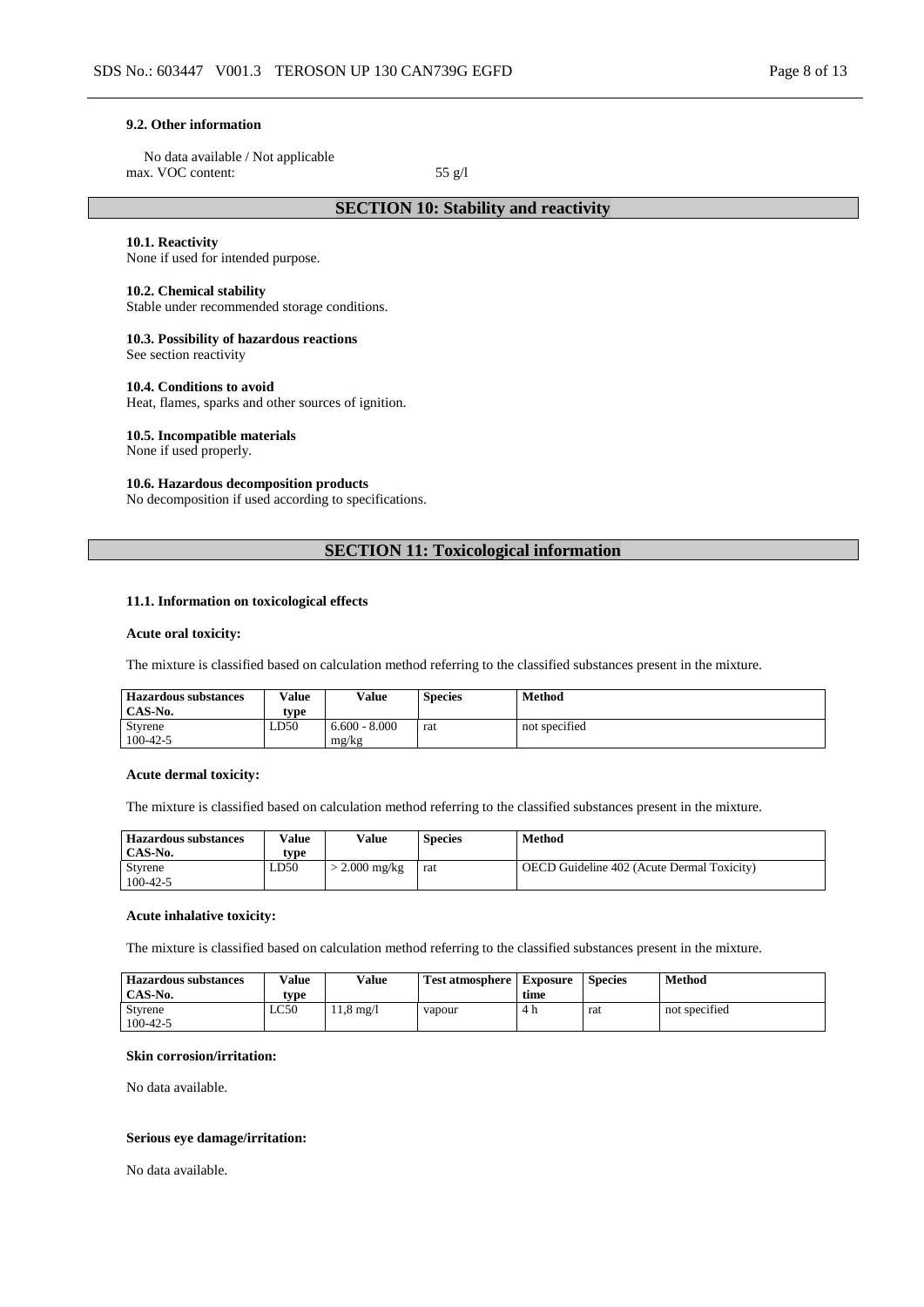### 9.2. Other information

No data available / Not applicable
max. VOC content: 55 g/l

## SECTION 10: Stability and reactivity

### 10.1. Reactivity
None if used for intended purpose.

### 10.2. Chemical stability
Stable under recommended storage conditions.

### 10.3. Possibility of hazardous reactions
See section reactivity

### 10.4. Conditions to avoid
Heat, flames, sparks and other sources of ignition.

### 10.5. Incompatible materials
None if used properly.

### 10.6. Hazardous decomposition products
No decomposition if used according to specifications.

## SECTION 11: Toxicological information

### 11.1. Information on toxicological effects

**Acute oral toxicity:**

The mixture is classified based on calculation method referring to the classified substances present in the mixture.

| Hazardous substances CAS-No. | Value type | Value | Species | Method |
|---|---|---|---|---|
| Styrene 100-42-5 | LD50 | 6.600 - 8.000 mg/kg | rat | not specified |

**Acute dermal toxicity:**

The mixture is classified based on calculation method referring to the classified substances present in the mixture.

| Hazardous substances CAS-No. | Value type | Value | Species | Method |
|---|---|---|---|---|
| Styrene 100-42-5 | LD50 | > 2.000 mg/kg | rat | OECD Guideline 402 (Acute Dermal Toxicity) |

**Acute inhalative toxicity:**

The mixture is classified based on calculation method referring to the classified substances present in the mixture.

| Hazardous substances CAS-No. | Value type | Value | Test atmosphere | Exposure time | Species | Method |
|---|---|---|---|---|---|---|
| Styrene 100-42-5 | LC50 | 11,8 mg/l | vapour | 4 h | rat | not specified |

**Skin corrosion/irritation:**

No data available.

**Serious eye damage/irritation:**

No data available.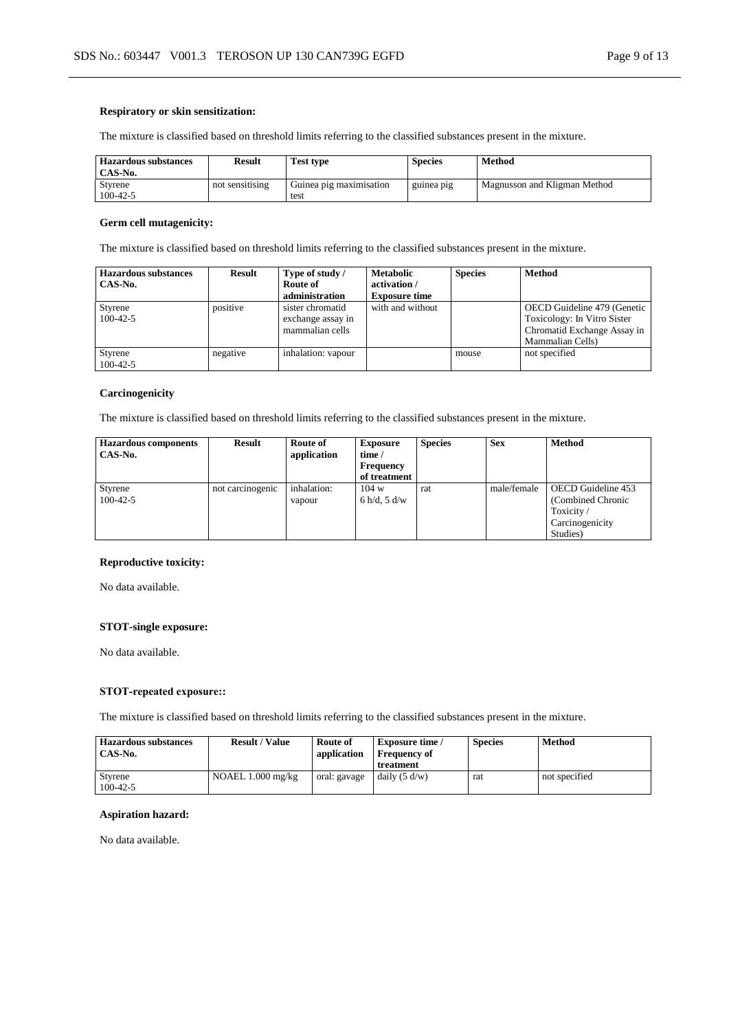**Respiratory or skin sensitization:**

The mixture is classified based on threshold limits referring to the classified substances present in the mixture.

| Hazardous substances CAS-No. | Result | Test type | Species | Method |
|---|---|---|---|---|
| Styrene 100-42-5 | not sensitising | Guinea pig maximisation test | guinea pig | Magnusson and Kligman Method |

**Germ cell mutagenicity:**

The mixture is classified based on threshold limits referring to the classified substances present in the mixture.

| Hazardous substances CAS-No. | Result | Type of study / Route of administration | Metabolic activation / Exposure time | Species | Method |
|---|---|---|---|---|---|
| Styrene 100-42-5 | positive | sister chromatid exchange assay in mammalian cells | with and without | | OECD Guideline 479 (Genetic Toxicology: In Vitro Sister Chromatid Exchange Assay in Mammalian Cells) |
| Styrene 100-42-5 | negative | inhalation: vapour | | mouse | not specified |

**Carcinogenicity**

The mixture is classified based on threshold limits referring to the classified substances present in the mixture.

| Hazardous components CAS-No. | Result | Route of application | Exposure time / Frequency of treatment | Species | Sex | Method |
|---|---|---|---|---|---|---|
| Styrene 100-42-5 | not carcinogenic | inhalation: vapour | 104 w 6 h/d, 5 d/w | rat | male/female | OECD Guideline 453 (Combined Chronic Toxicity / Carcinogenicity Studies) |

**Reproductive toxicity:**

No data available.

**STOT-single exposure:**

No data available.

**STOT-repeated exposure::**

The mixture is classified based on threshold limits referring to the classified substances present in the mixture.

| Hazardous substances CAS-No. | Result / Value | Route of application | Exposure time / Frequency of treatment | Species | Method |
|---|---|---|---|---|---|
| Styrene 100-42-5 | NOAEL 1.000 mg/kg | oral: gavage | daily (5 d/w) | rat | not specified |

**Aspiration hazard:**

No data available.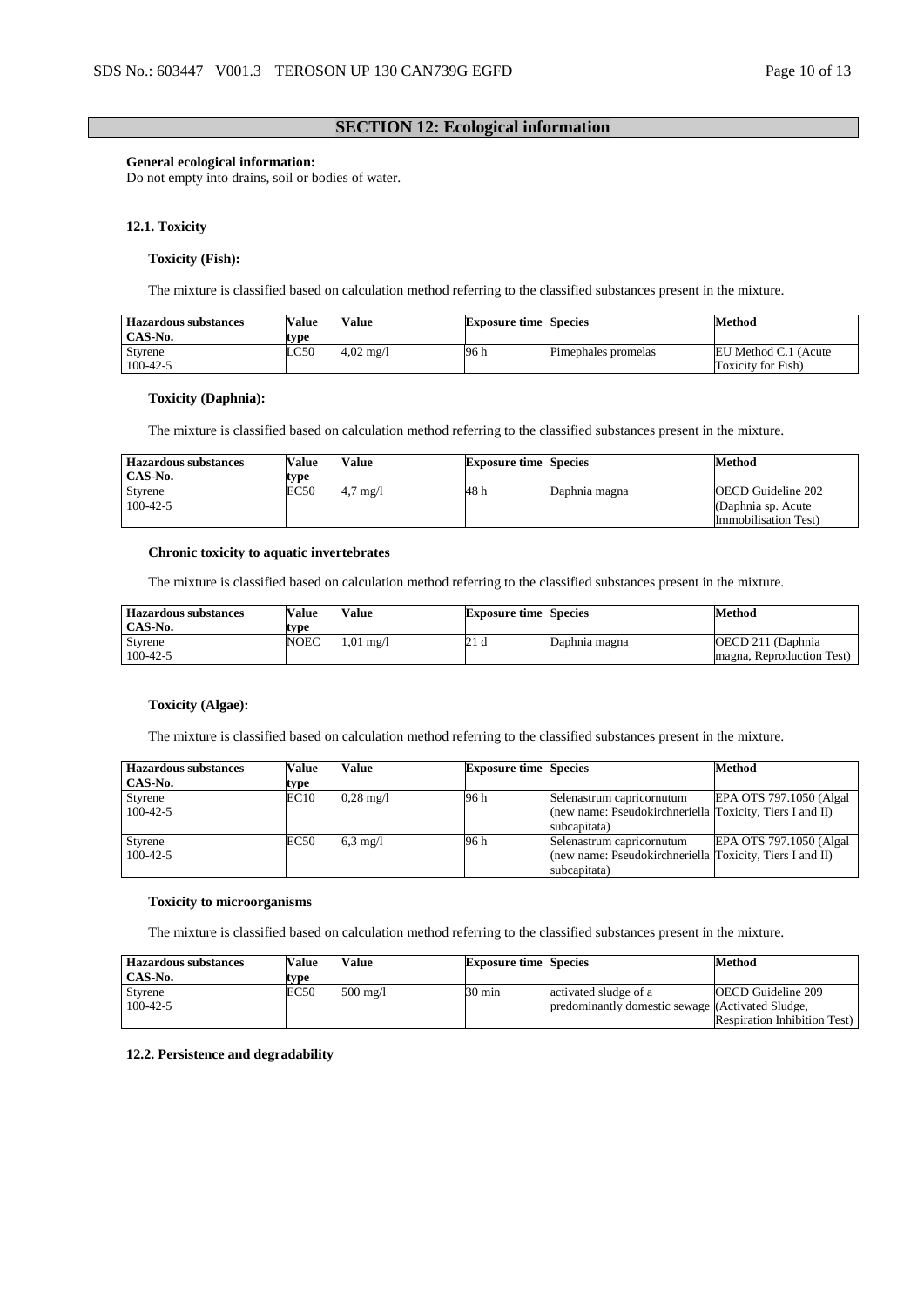## SECTION 12: Ecological information

**General ecological information:**
Do not empty into drains, soil or bodies of water.

**12.1. Toxicity**

**Toxicity (Fish):**

The mixture is classified based on calculation method referring to the classified substances present in the mixture.

| Hazardous substances CAS-No. | Value type | Value | Exposure time | Species | Method |
|---|---|---|---|---|---|
| Styrene 100-42-5 | LC50 | 4,02 mg/l | 96 h | Pimephales promelas | EU Method C.1 (Acute Toxicity for Fish) |

**Toxicity (Daphnia):**

The mixture is classified based on calculation method referring to the classified substances present in the mixture.

| Hazardous substances CAS-No. | Value type | Value | Exposure time | Species | Method |
|---|---|---|---|---|---|
| Styrene 100-42-5 | EC50 | 4,7 mg/l | 48 h | Daphnia magna | OECD Guideline 202 (Daphnia sp. Acute Immobilisation Test) |

**Chronic toxicity to aquatic invertebrates**

The mixture is classified based on calculation method referring to the classified substances present in the mixture.

| Hazardous substances CAS-No. | Value type | Value | Exposure time | Species | Method |
|---|---|---|---|---|---|
| Styrene 100-42-5 | NOEC | 1,01 mg/l | 21 d | Daphnia magna | OECD 211 (Daphnia magna, Reproduction Test) |

**Toxicity (Algae):**

The mixture is classified based on calculation method referring to the classified substances present in the mixture.

| Hazardous substances CAS-No. | Value type | Value | Exposure time | Species | Method |
|---|---|---|---|---|---|
| Styrene 100-42-5 | EC10 | 0,28 mg/l | 96 h | Selenastrum capricornutum (new name: Pseudokirchneriella subcapitata) | EPA OTS 797.1050 (Algal Toxicity, Tiers I and II) |
| Styrene 100-42-5 | EC50 | 6,3 mg/l | 96 h | Selenastrum capricornutum (new name: Pseudokirchneriella subcapitata) | EPA OTS 797.1050 (Algal Toxicity, Tiers I and II) |

**Toxicity to microorganisms**

The mixture is classified based on calculation method referring to the classified substances present in the mixture.

| Hazardous substances CAS-No. | Value type | Value | Exposure time | Species | Method |
|---|---|---|---|---|---|
| Styrene 100-42-5 | EC50 | 500 mg/l | 30 min | activated sludge of a predominantly domestic sewage | OECD Guideline 209 (Activated Sludge, Respiration Inhibition Test) |

**12.2. Persistence and degradability**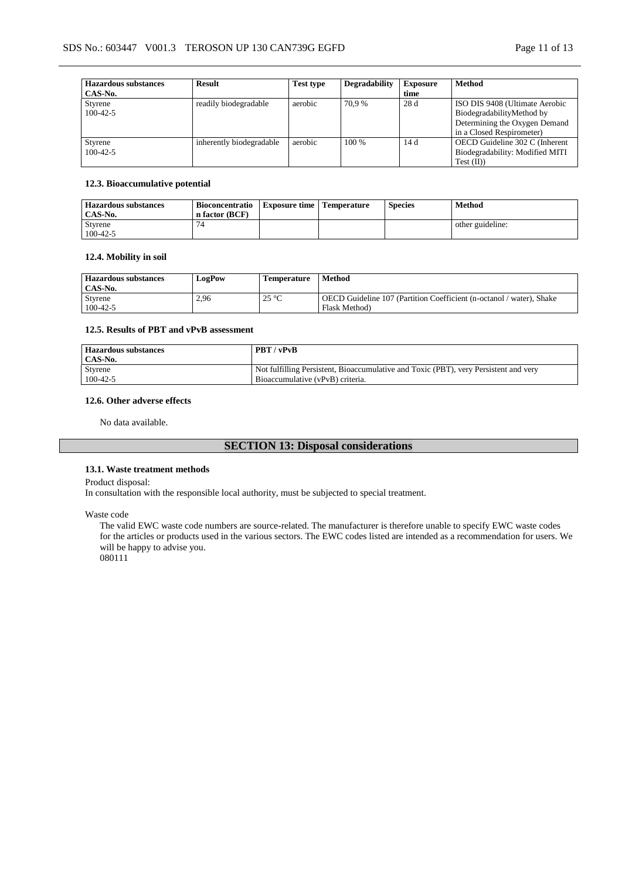| Hazardous substances CAS-No. | Result | Test type | Degradability | Exposure time | Method |
|---|---|---|---|---|---|
| Styrene 100-42-5 | readily biodegradable | aerobic | 70,9 % | 28 d | ISO DIS 9408 (Ultimate Aerobic BiodegradabilityMethod by Determining the Oxygen Demand in a Closed Respirometer) |
| Styrene 100-42-5 | inherently biodegradable | aerobic | 100 % | 14 d | OECD Guideline 302 C (Inherent Biodegradability: Modified MITI Test (II)) |

### 12.3. Bioaccumulative potential

| Hazardous substances CAS-No. | Bioconcentration factor (BCF) | Exposure time | Temperature | Species | Method |
|---|---|---|---|---|---|
| Styrene 100-42-5 | 74 | | | | other guideline: |

### 12.4. Mobility in soil

| Hazardous substances CAS-No. | LogPow | Temperature | Method |
|---|---|---|---|
| Styrene 100-42-5 | 2,96 | 25 °C | OECD Guideline 107 (Partition Coefficient (n-octanol / water), Shake Flask Method) |

### 12.5. Results of PBT and vPvB assessment

| Hazardous substances CAS-No. | PBT / vPvB |
|---|---|
| Styrene 100-42-5 | Not fulfilling Persistent, Bioaccumulative and Toxic (PBT), very Persistent and very Bioaccumulative (vPvB) criteria. |

### 12.6. Other adverse effects

No data available.

## SECTION 13: Disposal considerations

### 13.1. Waste treatment methods

Product disposal:
In consultation with the responsible local authority, must be subjected to special treatment.

Waste code

The valid EWC waste code numbers are source-related. The manufacturer is therefore unable to specify EWC waste codes for the articles or products used in the various sectors. The EWC codes listed are intended as a recommendation for users. We will be happy to advise you.
080111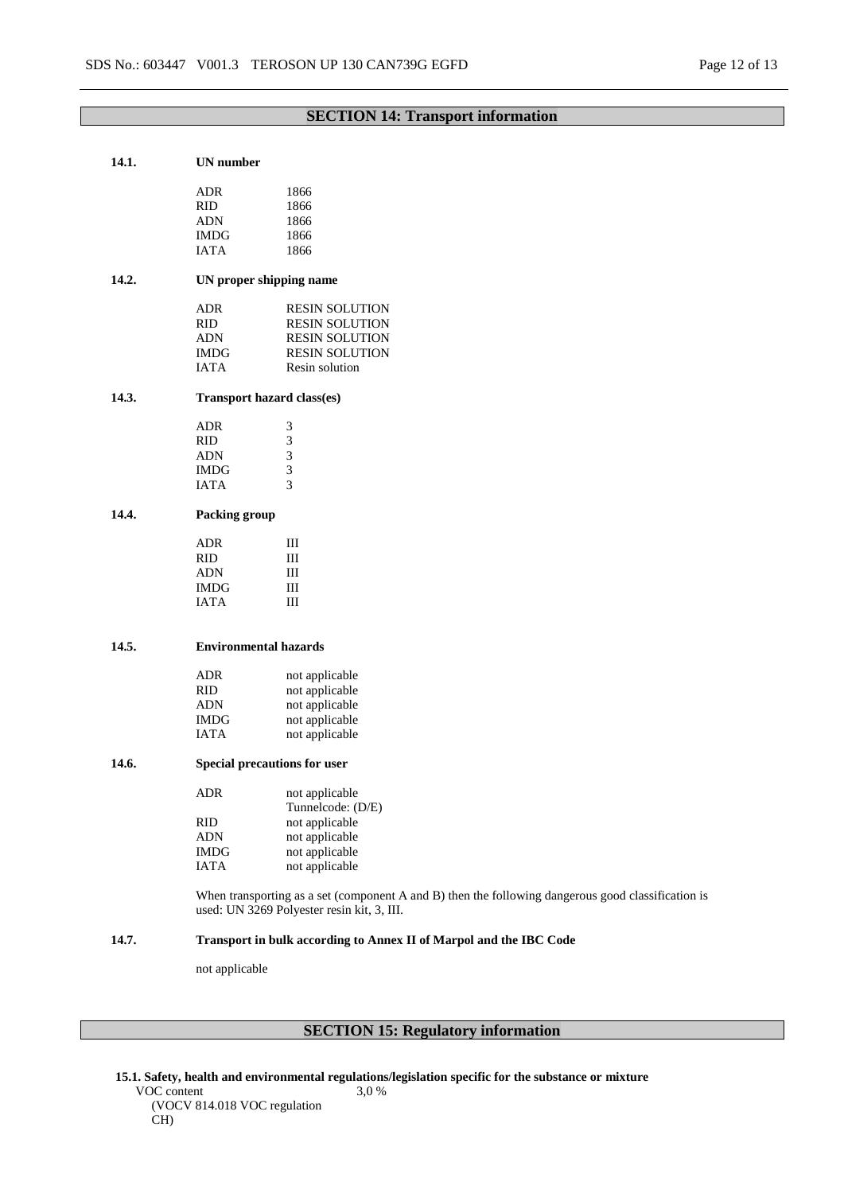## SECTION 14: Transport information

### 14.1. UN number

| | |
|---|---|
| ADR | 1866 |
| RID | 1866 |
| ADN | 1866 |
| IMDG | 1866 |
| IATA | 1866 |

### 14.2. UN proper shipping name

| | |
|---|---|
| ADR | RESIN SOLUTION |
| RID | RESIN SOLUTION |
| ADN | RESIN SOLUTION |
| IMDG | RESIN SOLUTION |
| IATA | Resin solution |

### 14.3. Transport hazard class(es)

| | |
|---|---|
| ADR | 3 |
| RID | 3 |
| ADN | 3 |
| IMDG | 3 |
| IATA | 3 |

### 14.4. Packing group

| | |
|---|---|
| ADR | III |
| RID | III |
| ADN | III |
| IMDG | III |
| IATA | III |

### 14.5. Environmental hazards

| | |
|---|---|
| ADR | not applicable |
| RID | not applicable |
| ADN | not applicable |
| IMDG | not applicable |
| IATA | not applicable |

### 14.6. Special precautions for user

| | |
|---|---|
| ADR | not applicable<br>Tunnelcode: (D/E) |
| RID | not applicable |
| ADN | not applicable |
| IMDG | not applicable |
| IATA | not applicable |

When transporting as a set (component A and B) then the following dangerous good classification is used: UN 3269 Polyester resin kit, 3, III.

### 14.7. Transport in bulk according to Annex II of Marpol and the IBC Code

not applicable

## SECTION 15: Regulatory information

**15.1. Safety, health and environmental regulations/legislation specific for the substance or mixture**

| | |
|---|---|
| VOC content<br>(VOCV 814.018 VOC regulation CH) | 3,0 % |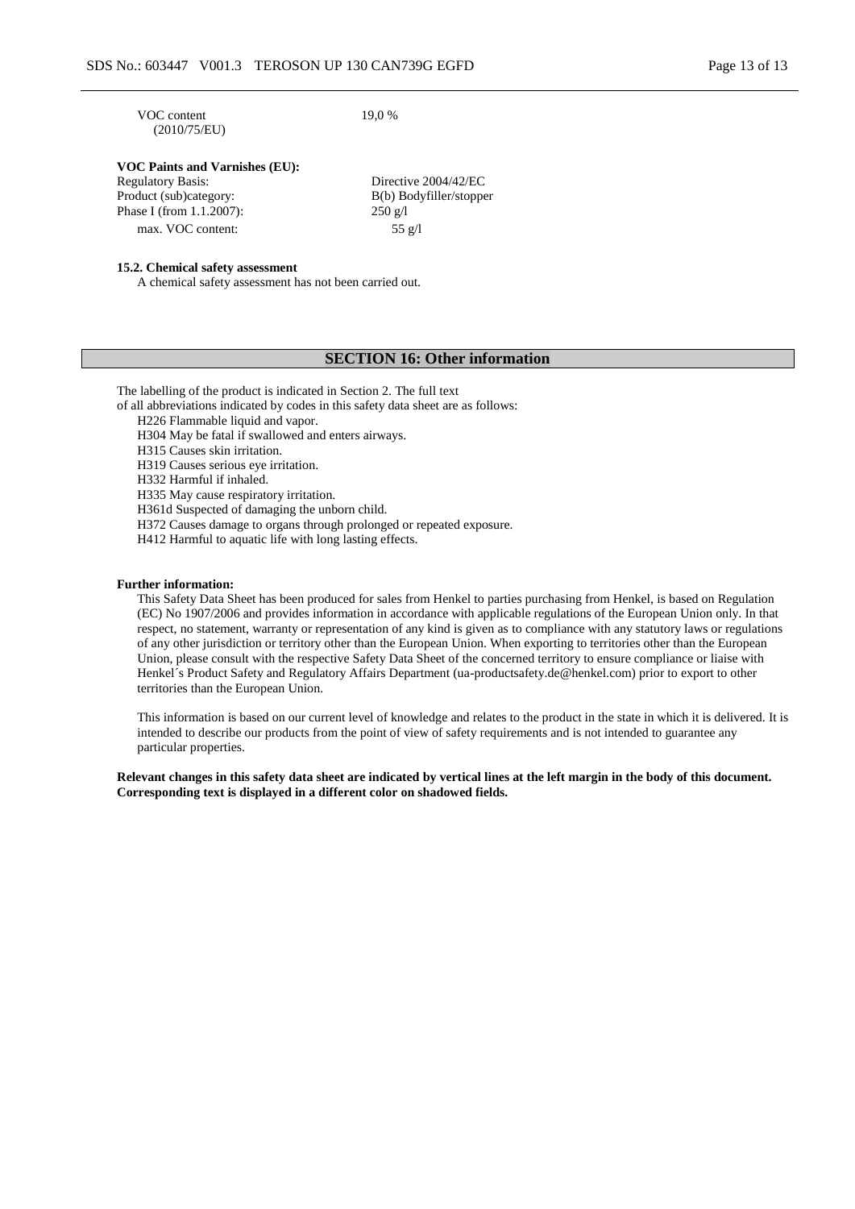| | |
|---|---|
| VOC content (2010/75/EU) | 19,0 % |

**VOC Paints and Varnishes (EU):**

| | |
|---|---|
| Regulatory Basis: | Directive 2004/42/EC |
| Product (sub)category: | B(b) Bodyfiller/stopper |
| Phase I (from 1.1.2007): | 250 g/l |
| max. VOC content: | 55 g/l |

**15.2. Chemical safety assessment**

A chemical safety assessment has not been carried out.

## SECTION 16: Other information

The labelling of the product is indicated in Section 2. The full text of all abbreviations indicated by codes in this safety data sheet are as follows:

H226 Flammable liquid and vapor.
H304 May be fatal if swallowed and enters airways.
H315 Causes skin irritation.
H319 Causes serious eye irritation.
H332 Harmful if inhaled.
H335 May cause respiratory irritation.
H361d Suspected of damaging the unborn child.
H372 Causes damage to organs through prolonged or repeated exposure.
H412 Harmful to aquatic life with long lasting effects.

**Further information:**

This Safety Data Sheet has been produced for sales from Henkel to parties purchasing from Henkel, is based on Regulation (EC) No 1907/2006 and provides information in accordance with applicable regulations of the European Union only. In that respect, no statement, warranty or representation of any kind is given as to compliance with any statutory laws or regulations of any other jurisdiction or territory other than the European Union. When exporting to territories other than the European Union, please consult with the respective Safety Data Sheet of the concerned territory to ensure compliance or liaise with Henkel´s Product Safety and Regulatory Affairs Department (ua-productsafety.de@henkel.com) prior to export to other territories than the European Union.

This information is based on our current level of knowledge and relates to the product in the state in which it is delivered. It is intended to describe our products from the point of view of safety requirements and is not intended to guarantee any particular properties.

**Relevant changes in this safety data sheet are indicated by vertical lines at the left margin in the body of this document. Corresponding text is displayed in a different color on shadowed fields.**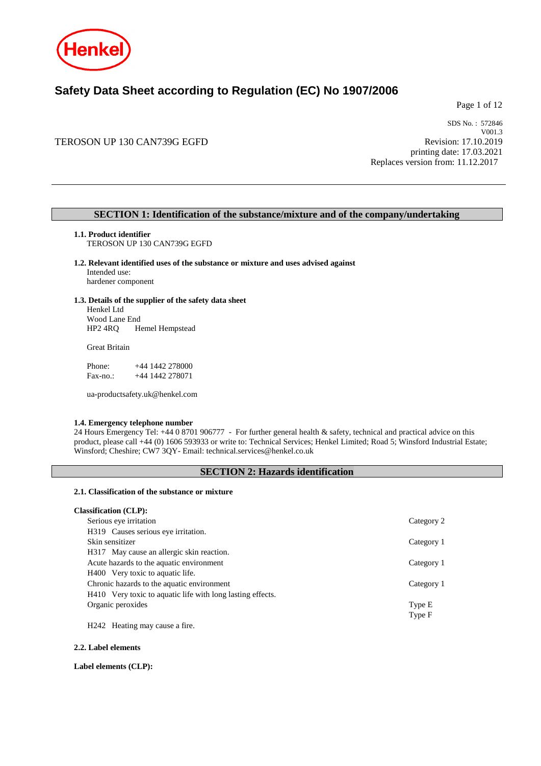# Safety Data Sheet according to Regulation (EC) No 1907/2006

TEROSON UP 130 CAN739G EGFD

SDS No. : 572846
V001.3
Revision: 17.10.2019
printing date: 17.03.2021
Replaces version from: 11.12.2017

## SECTION 1: Identification of the substance/mixture and of the company/undertaking

**1.1. Product identifier**
TEROSON UP 130 CAN739G EGFD

**1.2. Relevant identified uses of the substance or mixture and uses advised against**
Intended use:
hardener component

**1.3. Details of the supplier of the safety data sheet**
Henkel Ltd
Wood Lane End
HP2 4RQ Hemel Hempstead

Great Britain

Phone: +44 1442 278000
Fax-no.: +44 1442 278071

ua-productsafety.uk@henkel.com

**1.4. Emergency telephone number**
24 Hours Emergency Tel: +44 0 8701 906777 - For further general health & safety, technical and practical advice on this product, please call +44 (0) 1606 593933 or write to: Technical Services; Henkel Limited; Road 5; Winsford Industrial Estate; Winsford; Cheshire; CW7 3QY- Email: technical.services@henkel.co.uk

## SECTION 2: Hazards identification

**2.1. Classification of the substance or mixture**

**Classification (CLP):**

| | |
|---|---|
| Serious eye irritation | Category 2 |
| H319 Causes serious eye irritation. | |
| Skin sensitizer | Category 1 |
| H317 May cause an allergic skin reaction. | |
| Acute hazards to the aquatic environment | Category 1 |
| H400 Very toxic to aquatic life. | |
| Chronic hazards to the aquatic environment | Category 1 |
| H410 Very toxic to aquatic life with long lasting effects. | |
| Organic peroxides | Type E<br>Type F |
| H242 Heating may cause a fire. | |

**2.2. Label elements**

**Label elements (CLP):**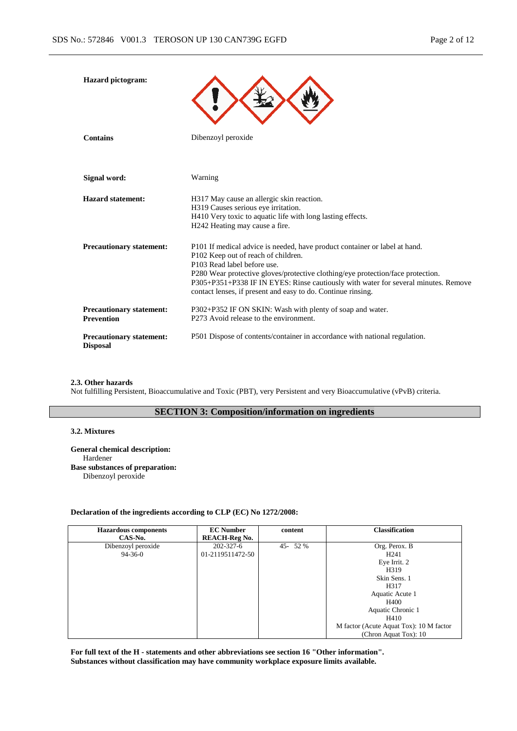**Hazard pictogram:**

**Contains** Dibenzoyl peroxide

**Signal word:** Warning

**Hazard statement:**
H317 May cause an allergic skin reaction.
H319 Causes serious eye irritation.
H410 Very toxic to aquatic life with long lasting effects.
H242 Heating may cause a fire.

**Precautionary statement:**
P101 If medical advice is needed, have product container or label at hand.
P102 Keep out of reach of children.
P103 Read label before use.
P280 Wear protective gloves/protective clothing/eye protection/face protection.
P305+P351+P338 IF IN EYES: Rinse cautiously with water for several minutes. Remove contact lenses, if present and easy to do. Continue rinsing.

**Precautionary statement: Prevention**
P302+P352 IF ON SKIN: Wash with plenty of soap and water.
P273 Avoid release to the environment.

**Precautionary statement: Disposal**
P501 Dispose of contents/container in accordance with national regulation.

### 2.3. Other hazards

Not fulfilling Persistent, Bioaccumulative and Toxic (PBT), very Persistent and very Bioaccumulative (vPvB) criteria.

## SECTION 3: Composition/information on ingredients

### 3.2. Mixtures

**General chemical description:**
Hardener

**Base substances of preparation:**
Dibenzoyl peroxide

**Declaration of the ingredients according to CLP (EC) No 1272/2008:**

| Hazardous components CAS-No. | EC Number REACH-Reg No. | content | Classification |
|---|---|---|---|
| Dibenzoyl peroxide 94-36-0 | 202-327-6 01-2119511472-50 | 45- 52 % | Org. Perox. B H241 Eye Irrit. 2 H319 Skin Sens. 1 H317 Aquatic Acute 1 H400 Aquatic Chronic 1 H410 M factor (Acute Aquat Tox): 10 M factor (Chron Aquat Tox): 10 |

**For full text of the H - statements and other abbreviations see section 16 "Other information".**
**Substances without classification may have community workplace exposure limits available.**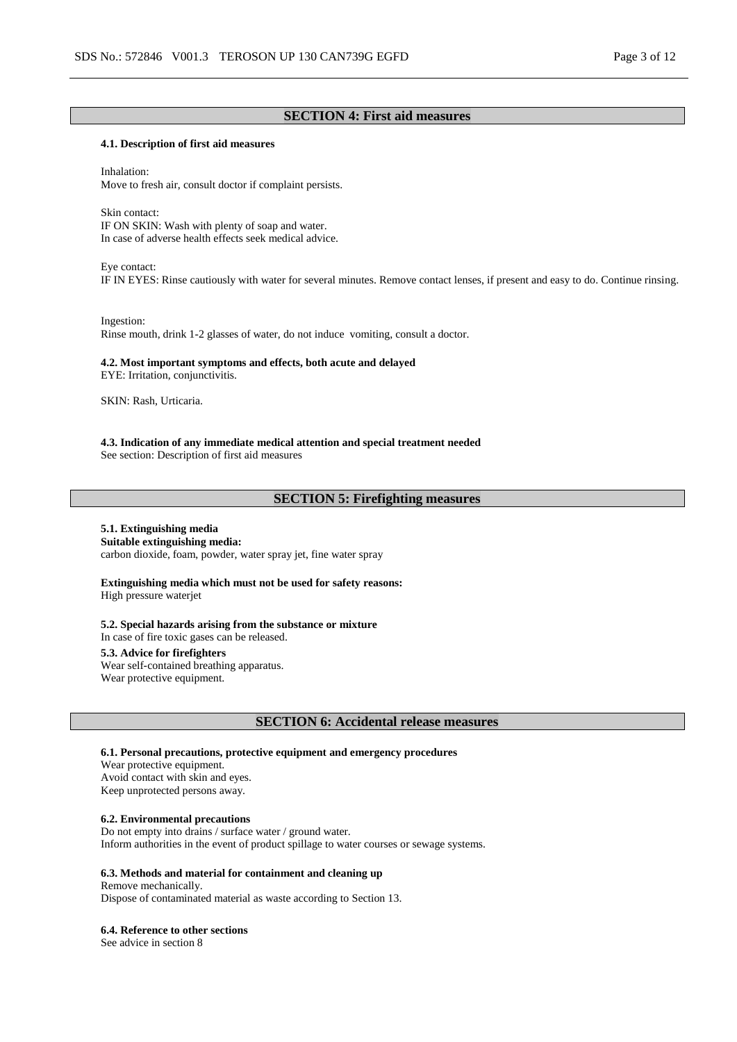## SECTION 4: First aid measures

### 4.1. Description of first aid measures

Inhalation:
Move to fresh air, consult doctor if complaint persists.

Skin contact:
IF ON SKIN: Wash with plenty of soap and water.
In case of adverse health effects seek medical advice.

Eye contact:
IF IN EYES: Rinse cautiously with water for several minutes. Remove contact lenses, if present and easy to do. Continue rinsing.

Ingestion:
Rinse mouth, drink 1-2 glasses of water, do not induce vomiting, consult a doctor.

### 4.2. Most important symptoms and effects, both acute and delayed

EYE: Irritation, conjunctivitis.

SKIN: Rash, Urticaria.

### 4.3. Indication of any immediate medical attention and special treatment needed

See section: Description of first aid measures

## SECTION 5: Firefighting measures

### 5.1. Extinguishing media

**Suitable extinguishing media:**
carbon dioxide, foam, powder, water spray jet, fine water spray

**Extinguishing media which must not be used for safety reasons:**
High pressure waterjet

### 5.2. Special hazards arising from the substance or mixture

In case of fire toxic gases can be released.

### 5.3. Advice for firefighters

Wear self-contained breathing apparatus.
Wear protective equipment.

## SECTION 6: Accidental release measures

### 6.1. Personal precautions, protective equipment and emergency procedures

Wear protective equipment.
Avoid contact with skin and eyes.
Keep unprotected persons away.

### 6.2. Environmental precautions

Do not empty into drains / surface water / ground water.
Inform authorities in the event of product spillage to water courses or sewage systems.

### 6.3. Methods and material for containment and cleaning up

Remove mechanically.
Dispose of contaminated material as waste according to Section 13.

### 6.4. Reference to other sections

See advice in section 8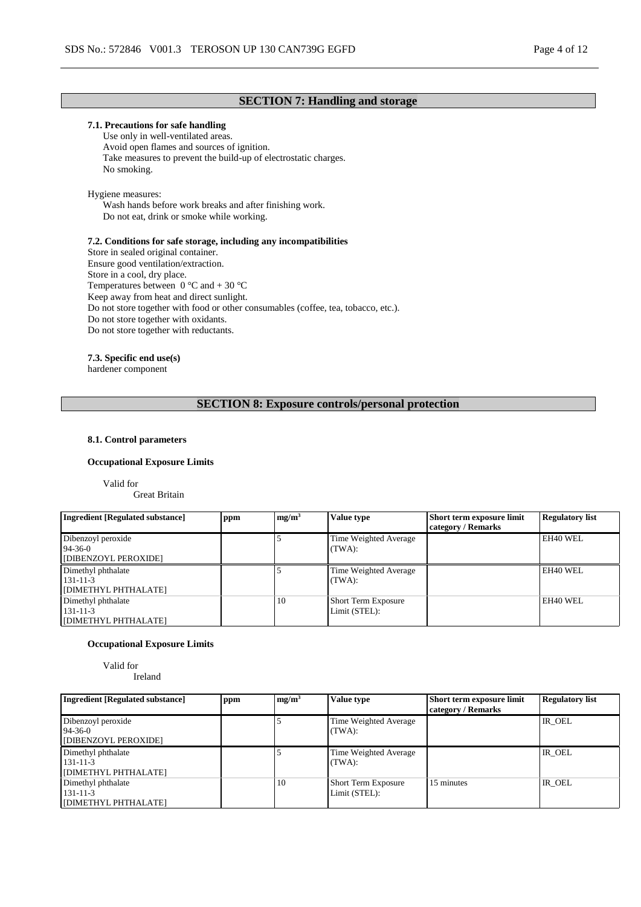## SECTION 7: Handling and storage

### 7.1. Precautions for safe handling

Use only in well-ventilated areas.
Avoid open flames and sources of ignition.
Take measures to prevent the build-up of electrostatic charges.
No smoking.

Hygiene measures:

Wash hands before work breaks and after finishing work.
Do not eat, drink or smoke while working.

### 7.2. Conditions for safe storage, including any incompatibilities

Store in sealed original container.
Ensure good ventilation/extraction.
Store in a cool, dry place.
Temperatures between 0 °C and + 30 °C
Keep away from heat and direct sunlight.
Do not store together with food or other consumables (coffee, tea, tobacco, etc.).
Do not store together with oxidants.
Do not store together with reductants.

### 7.3. Specific end use(s)

hardener component

## SECTION 8: Exposure controls/personal protection

### 8.1. Control parameters

**Occupational Exposure Limits**

Valid for
Great Britain

| Ingredient [Regulated substance] | ppm | mg/m³ | Value type | Short term exposure limit category / Remarks | Regulatory list |
|---|---|---|---|---|---|
| Dibenzoyl peroxide<br>94-36-0<br>[DIBENZOYL PEROXIDE] | | 5 | Time Weighted Average (TWA): | | EH40 WEL |
| Dimethyl phthalate<br>131-11-3<br>[DIMETHYL PHTHALATE] | | 5 | Time Weighted Average (TWA): | | EH40 WEL |
| Dimethyl phthalate<br>131-11-3<br>[DIMETHYL PHTHALATE] | | 10 | Short Term Exposure Limit (STEL): | | EH40 WEL |

**Occupational Exposure Limits**

Valid for
Ireland

| Ingredient [Regulated substance] | ppm | mg/m³ | Value type | Short term exposure limit category / Remarks | Regulatory list |
|---|---|---|---|---|---|
| Dibenzoyl peroxide<br>94-36-0<br>[DIBENZOYL PEROXIDE] | | 5 | Time Weighted Average (TWA): | | IR_OEL |
| Dimethyl phthalate<br>131-11-3<br>[DIMETHYL PHTHALATE] | | 5 | Time Weighted Average (TWA): | | IR_OEL |
| Dimethyl phthalate<br>131-11-3<br>[DIMETHYL PHTHALATE] | | 10 | Short Term Exposure Limit (STEL): | 15 minutes | IR_OEL |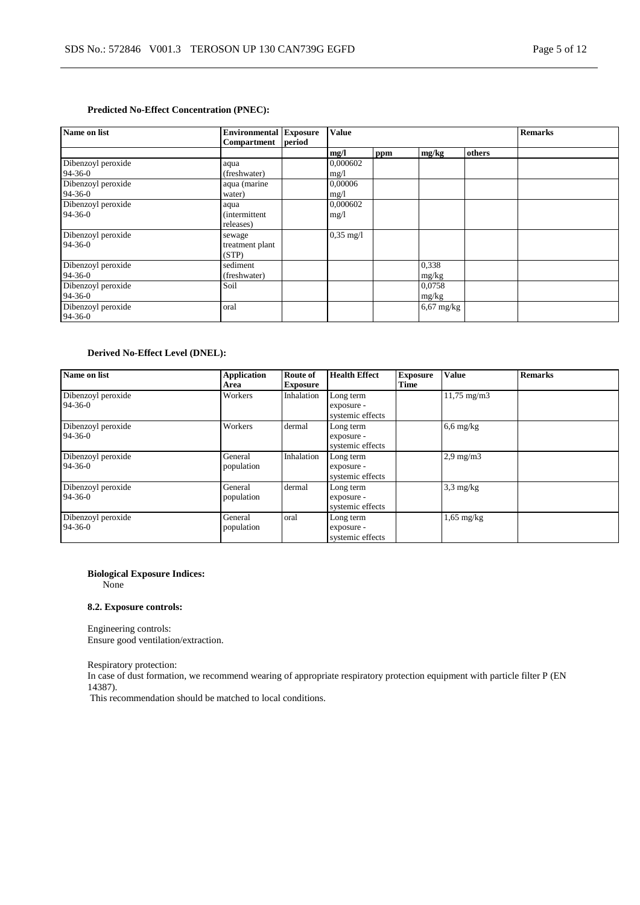**Predicted No-Effect Concentration (PNEC):**

| Name on list | Environmental Compartment | Exposure period | Value | | | | Remarks |
|---|---|---|---|---|---|---|---|
| | | | mg/l | ppm | mg/kg | others | |
| Dibenzoyl peroxide 94-36-0 | aqua (freshwater) | | 0,000602 mg/l | | | | |
| Dibenzoyl peroxide 94-36-0 | aqua (marine water) | | 0,00006 mg/l | | | | |
| Dibenzoyl peroxide 94-36-0 | aqua (intermittent releases) | | 0,000602 mg/l | | | | |
| Dibenzoyl peroxide 94-36-0 | sewage treatment plant (STP) | | 0,35 mg/l | | | | |
| Dibenzoyl peroxide 94-36-0 | sediment (freshwater) | | | | 0,338 mg/kg | | |
| Dibenzoyl peroxide 94-36-0 | Soil | | | | 0,0758 mg/kg | | |
| Dibenzoyl peroxide 94-36-0 | oral | | | | 6,67 mg/kg | | |

**Derived No-Effect Level (DNEL):**

| Name on list | Application Area | Route of Exposure | Health Effect | Exposure Time | Value | Remarks |
|---|---|---|---|---|---|---|
| Dibenzoyl peroxide 94-36-0 | Workers | Inhalation | Long term exposure - systemic effects | | 11,75 mg/m3 | |
| Dibenzoyl peroxide 94-36-0 | Workers | dermal | Long term exposure - systemic effects | | 6,6 mg/kg | |
| Dibenzoyl peroxide 94-36-0 | General population | Inhalation | Long term exposure - systemic effects | | 2,9 mg/m3 | |
| Dibenzoyl peroxide 94-36-0 | General population | dermal | Long term exposure - systemic effects | | 3,3 mg/kg | |
| Dibenzoyl peroxide 94-36-0 | General population | oral | Long term exposure - systemic effects | | 1,65 mg/kg | |

**Biological Exposure Indices:**
None

**8.2. Exposure controls:**

Engineering controls:
Ensure good ventilation/extraction.

Respiratory protection:
In case of dust formation, we recommend wearing of appropriate respiratory protection equipment with particle filter P (EN 14387).
This recommendation should be matched to local conditions.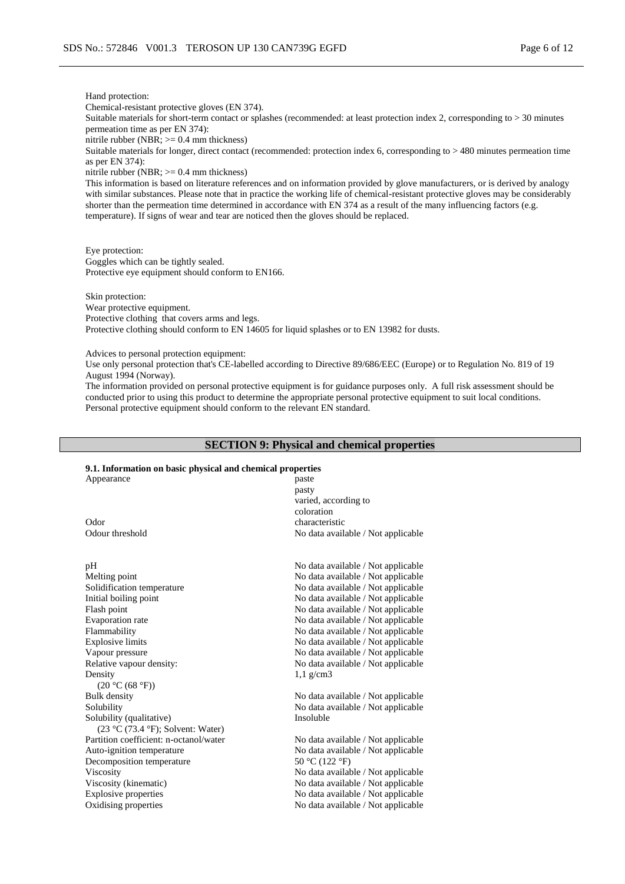Hand protection:
Chemical-resistant protective gloves (EN 374).
Suitable materials for short-term contact or splashes (recommended: at least protection index 2, corresponding to > 30 minutes permeation time as per EN 374):
nitrile rubber (NBR; >= 0.4 mm thickness)
Suitable materials for longer, direct contact (recommended: protection index 6, corresponding to > 480 minutes permeation time as per EN 374):
nitrile rubber (NBR; >= 0.4 mm thickness)
This information is based on literature references and on information provided by glove manufacturers, or is derived by analogy with similar substances. Please note that in practice the working life of chemical-resistant protective gloves may be considerably shorter than the permeation time determined in accordance with EN 374 as a result of the many influencing factors (e.g. temperature). If signs of wear and tear are noticed then the gloves should be replaced.

Eye protection:
Goggles which can be tightly sealed.
Protective eye equipment should conform to EN166.

Skin protection:
Wear protective equipment.
Protective clothing that covers arms and legs.
Protective clothing should conform to EN 14605 for liquid splashes or to EN 13982 for dusts.

Advices to personal protection equipment:
Use only personal protection that's CE-labelled according to Directive 89/686/EEC (Europe) or to Regulation No. 819 of 19 August 1994 (Norway).
The information provided on personal protective equipment is for guidance purposes only. A full risk assessment should be conducted prior to using this product to determine the appropriate personal protective equipment to suit local conditions.
Personal protective equipment should conform to the relevant EN standard.

## SECTION 9: Physical and chemical properties

**9.1. Information on basic physical and chemical properties**

| | |
|---|---|
| Appearance | paste<br>pasty<br>varied, according to coloration |
| Odor | characteristic |
| Odour threshold | No data available / Not applicable |
| pH | No data available / Not applicable |
| Melting point | No data available / Not applicable |
| Solidification temperature | No data available / Not applicable |
| Initial boiling point | No data available / Not applicable |
| Flash point | No data available / Not applicable |
| Evaporation rate | No data available / Not applicable |
| Flammability | No data available / Not applicable |
| Explosive limits | No data available / Not applicable |
| Vapour pressure | No data available / Not applicable |
| Relative vapour density: | No data available / Not applicable |
| Density<br>(20 °C (68 °F)) | 1,1 g/cm3 |
| Bulk density | No data available / Not applicable |
| Solubility | No data available / Not applicable |
| Solubility (qualitative)<br>(23 °C (73.4 °F); Solvent: Water) | Insoluble |
| Partition coefficient: n-octanol/water | No data available / Not applicable |
| Auto-ignition temperature | No data available / Not applicable |
| Decomposition temperature | 50 °C (122 °F) |
| Viscosity | No data available / Not applicable |
| Viscosity (kinematic) | No data available / Not applicable |
| Explosive properties | No data available / Not applicable |
| Oxidising properties | No data available / Not applicable |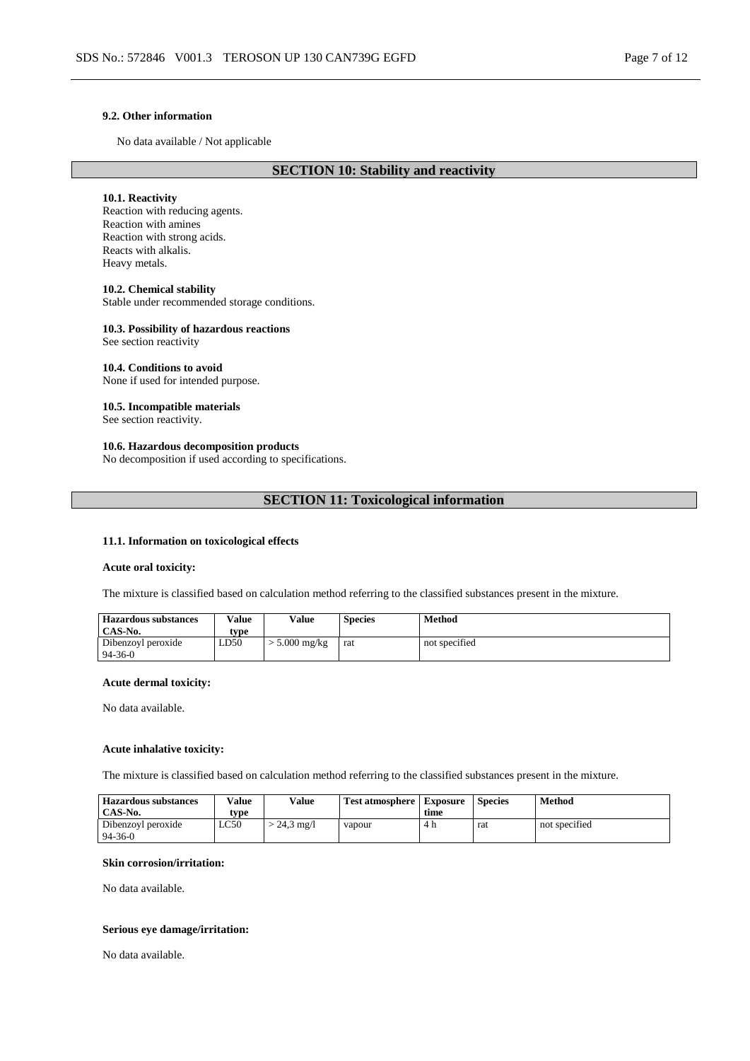### 9.2. Other information

No data available / Not applicable

## SECTION 10: Stability and reactivity

### 10.1. Reactivity

Reaction with reducing agents.
Reaction with amines
Reaction with strong acids.
Reacts with alkalis.
Heavy metals.

### 10.2. Chemical stability

Stable under recommended storage conditions.

### 10.3. Possibility of hazardous reactions

See section reactivity

### 10.4. Conditions to avoid

None if used for intended purpose.

### 10.5. Incompatible materials

See section reactivity.

### 10.6. Hazardous decomposition products

No decomposition if used according to specifications.

## SECTION 11: Toxicological information

### 11.1. Information on toxicological effects

**Acute oral toxicity:**

The mixture is classified based on calculation method referring to the classified substances present in the mixture.

| Hazardous substances CAS-No. | Value type | Value | Species | Method |
|---|---|---|---|---|
| Dibenzoyl peroxide 94-36-0 | LD50 | > 5.000 mg/kg | rat | not specified |

**Acute dermal toxicity:**

No data available.

**Acute inhalative toxicity:**

The mixture is classified based on calculation method referring to the classified substances present in the mixture.

| Hazardous substances CAS-No. | Value type | Value | Test atmosphere | Exposure time | Species | Method |
|---|---|---|---|---|---|---|
| Dibenzoyl peroxide 94-36-0 | LC50 | > 24,3 mg/l | vapour | 4 h | rat | not specified |

**Skin corrosion/irritation:**

No data available.

**Serious eye damage/irritation:**

No data available.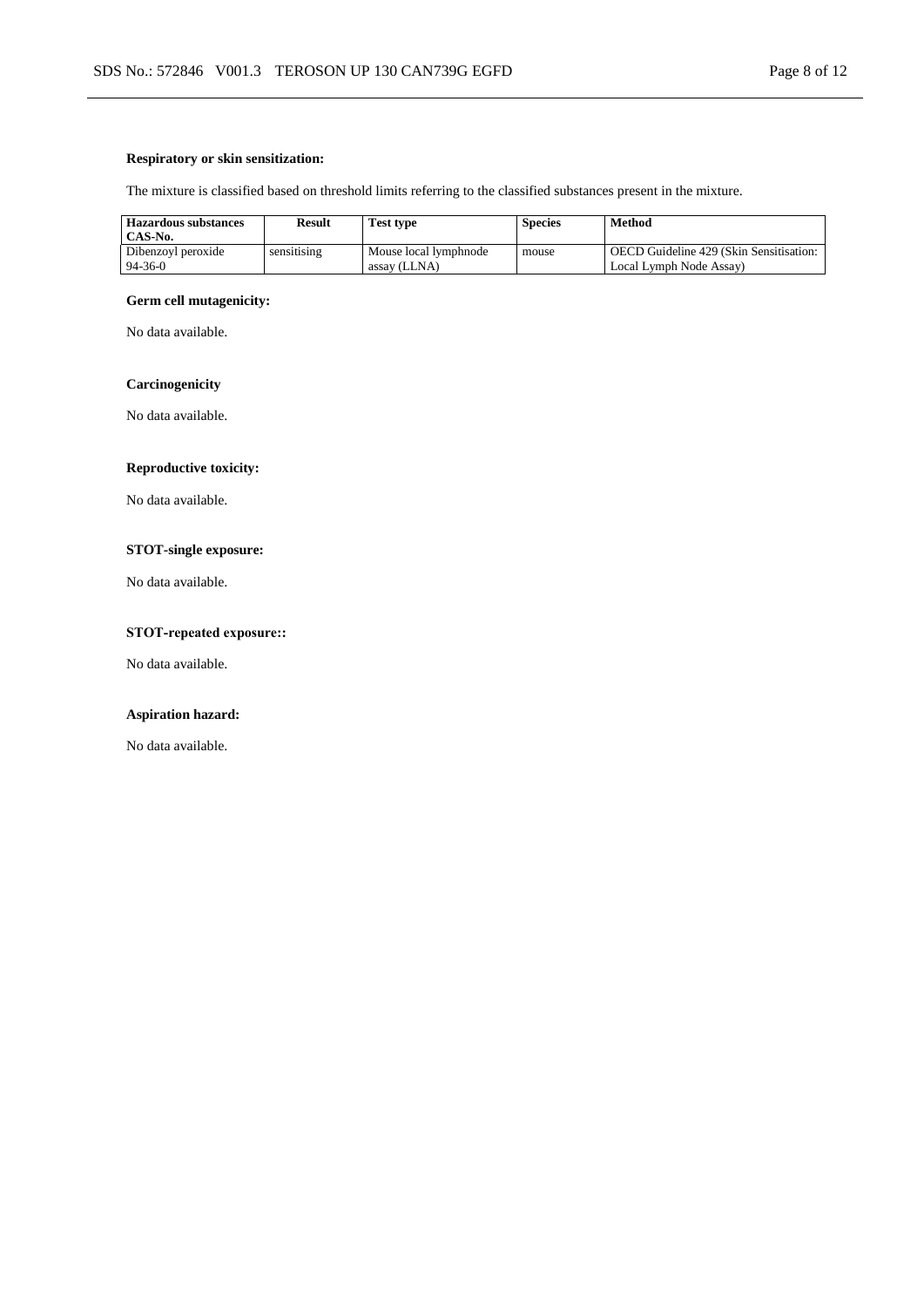**Respiratory or skin sensitization:**

The mixture is classified based on threshold limits referring to the classified substances present in the mixture.

| Hazardous substances CAS-No. | Result | Test type | Species | Method |
|---|---|---|---|---|
| Dibenzoyl peroxide 94-36-0 | sensitising | Mouse local lymphnode assay (LLNA) | mouse | OECD Guideline 429 (Skin Sensitisation: Local Lymph Node Assay) |

**Germ cell mutagenicity:**

No data available.

**Carcinogenicity**

No data available.

**Reproductive toxicity:**

No data available.

**STOT-single exposure:**

No data available.

**STOT-repeated exposure::**

No data available.

**Aspiration hazard:**

No data available.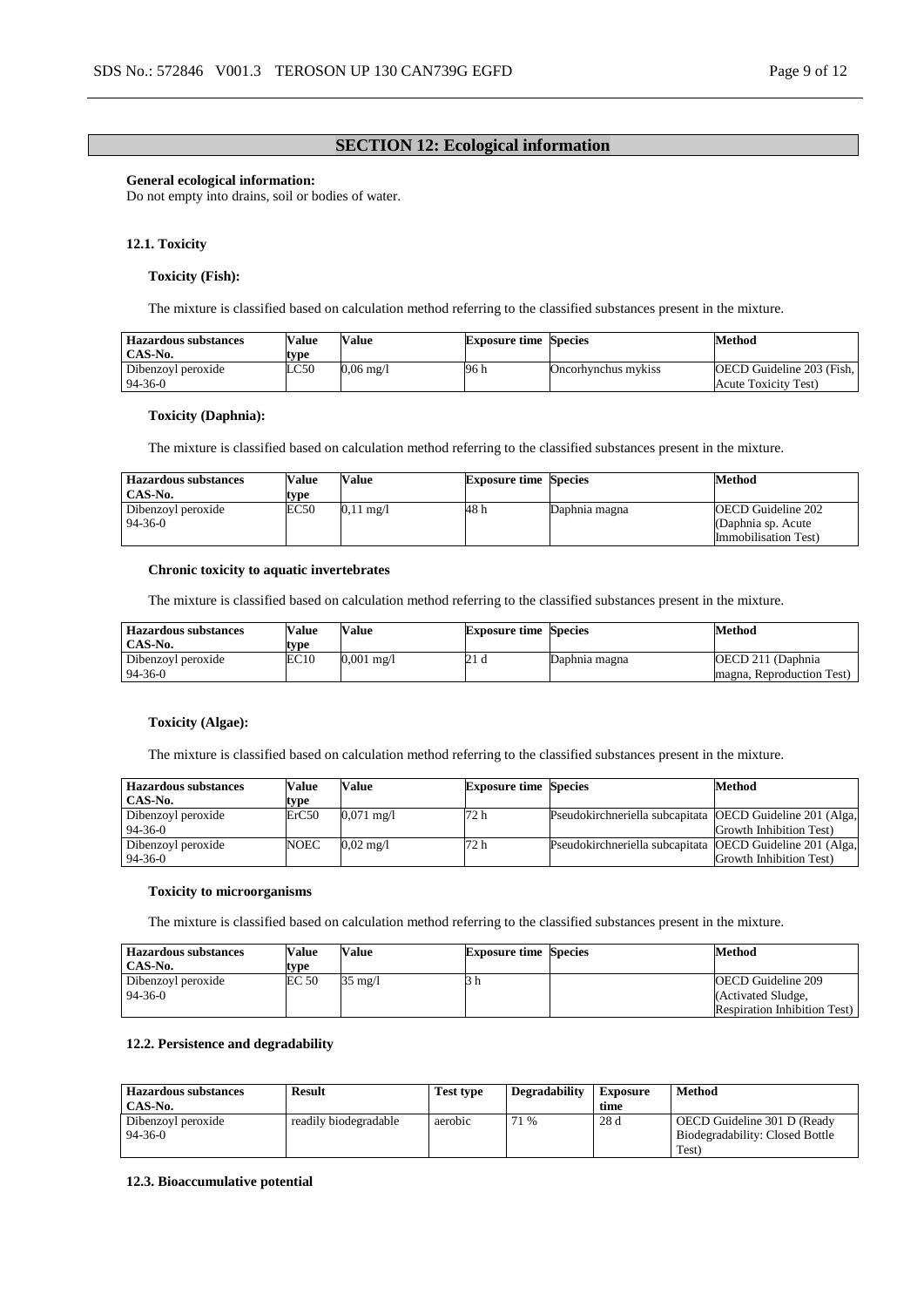## SECTION 12: Ecological information

**General ecological information:**
Do not empty into drains, soil or bodies of water.

### 12.1. Toxicity

**Toxicity (Fish):**

The mixture is classified based on calculation method referring to the classified substances present in the mixture.

| Hazardous substances CAS-No. | Value type | Value | Exposure time | Species | Method |
|---|---|---|---|---|---|
| Dibenzoyl peroxide 94-36-0 | LC50 | 0,06 mg/l | 96 h | Oncorhynchus mykiss | OECD Guideline 203 (Fish, Acute Toxicity Test) |

**Toxicity (Daphnia):**

The mixture is classified based on calculation method referring to the classified substances present in the mixture.

| Hazardous substances CAS-No. | Value type | Value | Exposure time | Species | Method |
|---|---|---|---|---|---|
| Dibenzoyl peroxide 94-36-0 | EC50 | 0,11 mg/l | 48 h | Daphnia magna | OECD Guideline 202 (Daphnia sp. Acute Immobilisation Test) |

**Chronic toxicity to aquatic invertebrates**

The mixture is classified based on calculation method referring to the classified substances present in the mixture.

| Hazardous substances CAS-No. | Value type | Value | Exposure time | Species | Method |
|---|---|---|---|---|---|
| Dibenzoyl peroxide 94-36-0 | EC10 | 0,001 mg/l | 21 d | Daphnia magna | OECD 211 (Daphnia magna, Reproduction Test) |

**Toxicity (Algae):**

The mixture is classified based on calculation method referring to the classified substances present in the mixture.

| Hazardous substances CAS-No. | Value type | Value | Exposure time | Species | Method |
|---|---|---|---|---|---|
| Dibenzoyl peroxide 94-36-0 | ErC50 | 0,071 mg/l | 72 h | Pseudokirchneriella subcapitata | OECD Guideline 201 (Alga, Growth Inhibition Test) |
| Dibenzoyl peroxide 94-36-0 | NOEC | 0,02 mg/l | 72 h | Pseudokirchneriella subcapitata | OECD Guideline 201 (Alga, Growth Inhibition Test) |

**Toxicity to microorganisms**

The mixture is classified based on calculation method referring to the classified substances present in the mixture.

| Hazardous substances CAS-No. | Value type | Value | Exposure time | Species | Method |
|---|---|---|---|---|---|
| Dibenzoyl peroxide 94-36-0 | EC 50 | 35 mg/l | 3 h | | OECD Guideline 209 (Activated Sludge, Respiration Inhibition Test) |

### 12.2. Persistence and degradability

| Hazardous substances CAS-No. | Result | Test type | Degradability | Exposure time | Method |
|---|---|---|---|---|---|
| Dibenzoyl peroxide 94-36-0 | readily biodegradable | aerobic | 71 % | 28 d | OECD Guideline 301 D (Ready Biodegradability: Closed Bottle Test) |

### 12.3. Bioaccumulative potential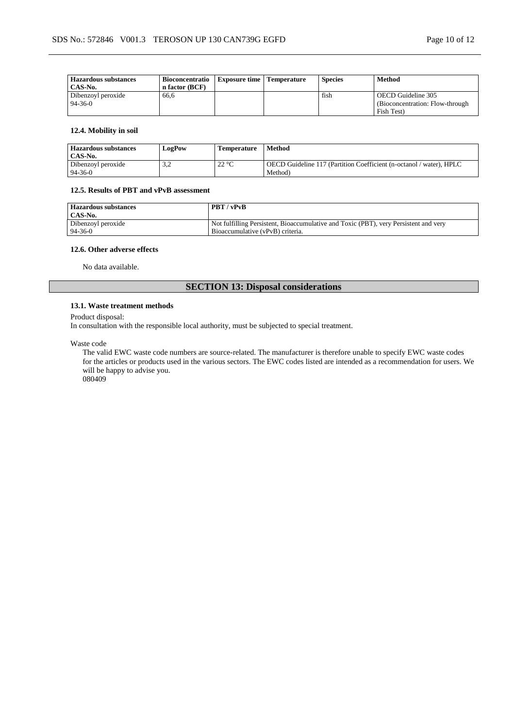| Hazardous substances CAS-No. | Bioconcentration factor (BCF) | Exposure time | Temperature | Species | Method |
|---|---|---|---|---|---|
| Dibenzoyl peroxide 94-36-0 | 66,6 | | | fish | OECD Guideline 305 (Bioconcentration: Flow-through Fish Test) |

### 12.4. Mobility in soil

| Hazardous substances CAS-No. | LogPow | Temperature | Method |
|---|---|---|---|
| Dibenzoyl peroxide 94-36-0 | 3,2 | 22 °C | OECD Guideline 117 (Partition Coefficient (n-octanol / water), HPLC Method) |

### 12.5. Results of PBT and vPvB assessment

| Hazardous substances CAS-No. | PBT / vPvB |
|---|---|
| Dibenzoyl peroxide 94-36-0 | Not fulfilling Persistent, Bioaccumulative and Toxic (PBT), very Persistent and very Bioaccumulative (vPvB) criteria. |

### 12.6. Other adverse effects

No data available.

## SECTION 13: Disposal considerations

### 13.1. Waste treatment methods

Product disposal:
In consultation with the responsible local authority, must be subjected to special treatment.

Waste code

The valid EWC waste code numbers are source-related. The manufacturer is therefore unable to specify EWC waste codes for the articles or products used in the various sectors. The EWC codes listed are intended as a recommendation for users. We will be happy to advise you.
080409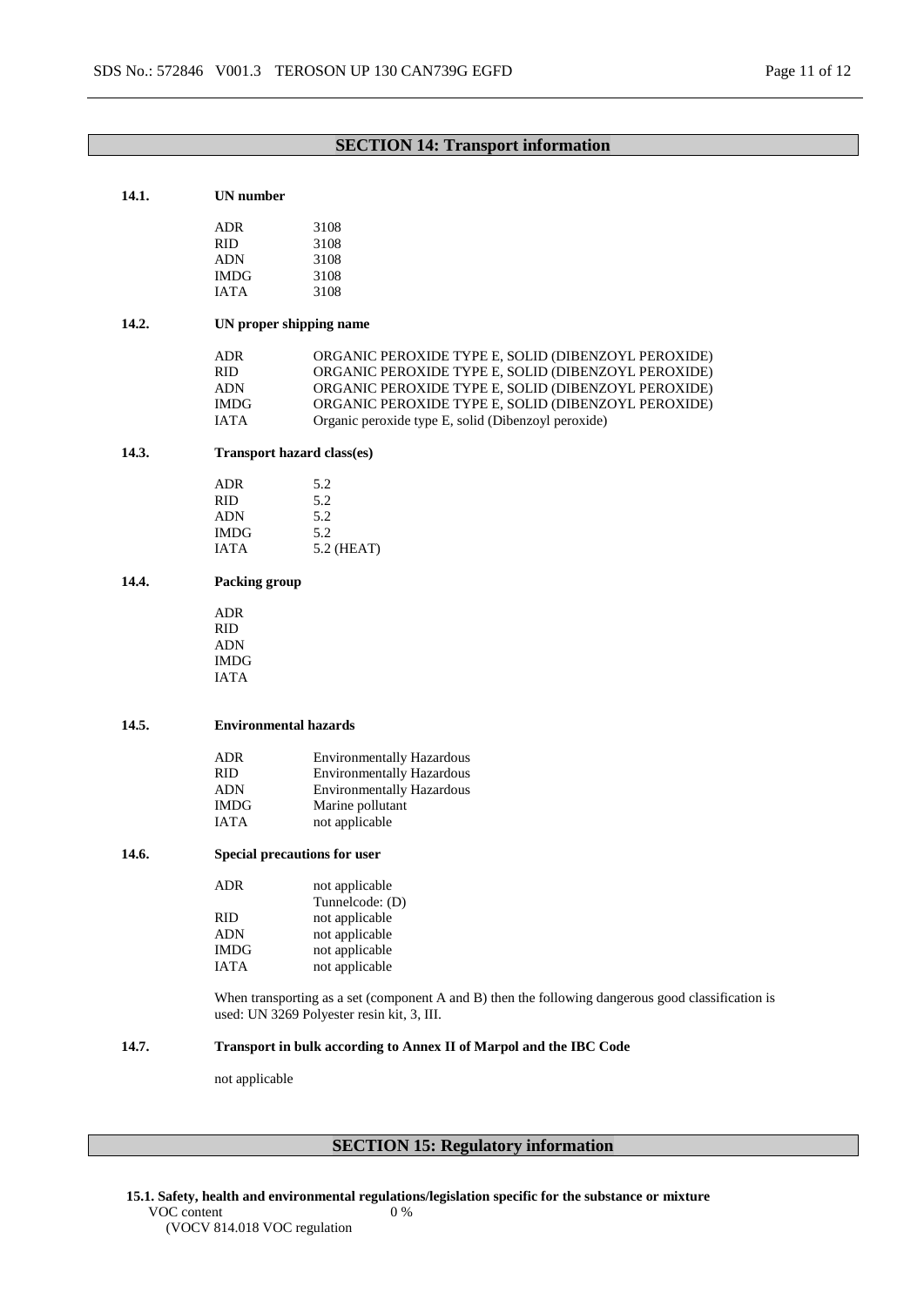## SECTION 14: Transport information

### 14.1. UN number

| | |
|---|---|
| ADR | 3108 |
| RID | 3108 |
| ADN | 3108 |
| IMDG | 3108 |
| IATA | 3108 |

### 14.2. UN proper shipping name

| | |
|---|---|
| ADR | ORGANIC PEROXIDE TYPE E, SOLID (DIBENZOYL PEROXIDE) |
| RID | ORGANIC PEROXIDE TYPE E, SOLID (DIBENZOYL PEROXIDE) |
| ADN | ORGANIC PEROXIDE TYPE E, SOLID (DIBENZOYL PEROXIDE) |
| IMDG | ORGANIC PEROXIDE TYPE E, SOLID (DIBENZOYL PEROXIDE) |
| IATA | Organic peroxide type E, solid (Dibenzoyl peroxide) |

### 14.3. Transport hazard class(es)

| | |
|---|---|
| ADR | 5.2 |
| RID | 5.2 |
| ADN | 5.2 |
| IMDG | 5.2 |
| IATA | 5.2 (HEAT) |

### 14.4. Packing group

| | |
|---|---|
| ADR | |
| RID | |
| ADN | |
| IMDG | |
| IATA | |

### 14.5. Environmental hazards

| | |
|---|---|
| ADR | Environmentally Hazardous |
| RID | Environmentally Hazardous |
| ADN | Environmentally Hazardous |
| IMDG | Marine pollutant |
| IATA | not applicable |

### 14.6. Special precautions for user

| | |
|---|---|
| ADR | not applicable<br>Tunnelcode: (D) |
| RID | not applicable |
| ADN | not applicable |
| IMDG | not applicable |
| IATA | not applicable |

When transporting as a set (component A and B) then the following dangerous good classification is used: UN 3269 Polyester resin kit, 3, III.

### 14.7. Transport in bulk according to Annex II of Marpol and the IBC Code

not applicable

## SECTION 15: Regulatory information

**15.1. Safety, health and environmental regulations/legislation specific for the substance or mixture**

VOC content 0 %
(VOCV 814.018 VOC regulation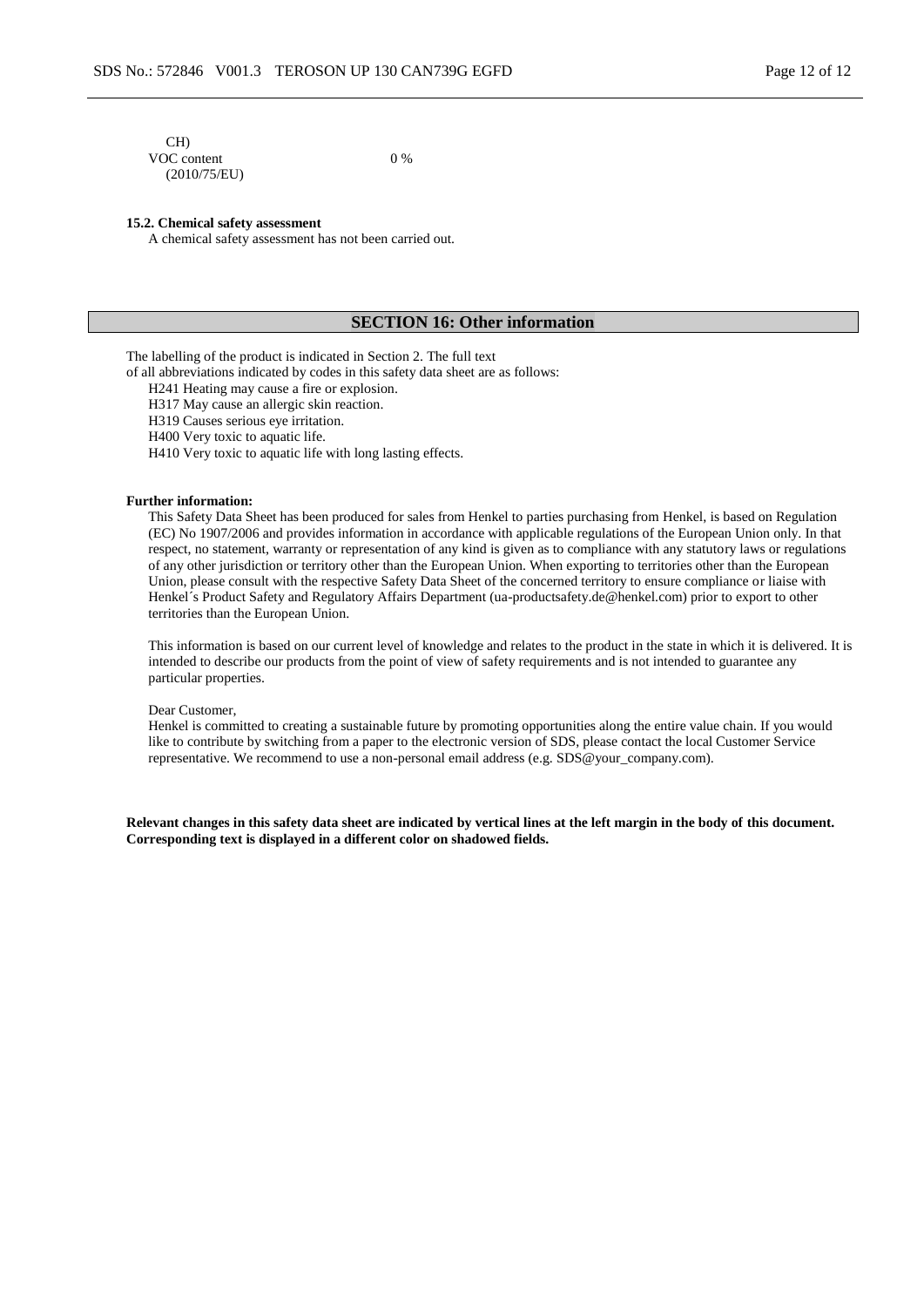CH)
VOC content 0 %
(2010/75/EU)

**15.2. Chemical safety assessment**

A chemical safety assessment has not been carried out.

## SECTION 16: Other information

The labelling of the product is indicated in Section 2. The full text of all abbreviations indicated by codes in this safety data sheet are as follows:

H241 Heating may cause a fire or explosion.
H317 May cause an allergic skin reaction.
H319 Causes serious eye irritation.
H400 Very toxic to aquatic life.
H410 Very toxic to aquatic life with long lasting effects.

**Further information:**

This Safety Data Sheet has been produced for sales from Henkel to parties purchasing from Henkel, is based on Regulation (EC) No 1907/2006 and provides information in accordance with applicable regulations of the European Union only. In that respect, no statement, warranty or representation of any kind is given as to compliance with any statutory laws or regulations of any other jurisdiction or territory other than the European Union. When exporting to territories other than the European Union, please consult with the respective Safety Data Sheet of the concerned territory to ensure compliance or liaise with Henkel´s Product Safety and Regulatory Affairs Department (ua-productsafety.de@henkel.com) prior to export to other territories than the European Union.

This information is based on our current level of knowledge and relates to the product in the state in which it is delivered. It is intended to describe our products from the point of view of safety requirements and is not intended to guarantee any particular properties.

Dear Customer,
Henkel is committed to creating a sustainable future by promoting opportunities along the entire value chain. If you would like to contribute by switching from a paper to the electronic version of SDS, please contact the local Customer Service representative. We recommend to use a non-personal email address (e.g. SDS@your_company.com).

**Relevant changes in this safety data sheet are indicated by vertical lines at the left margin in the body of this document. Corresponding text is displayed in a different color on shadowed fields.**